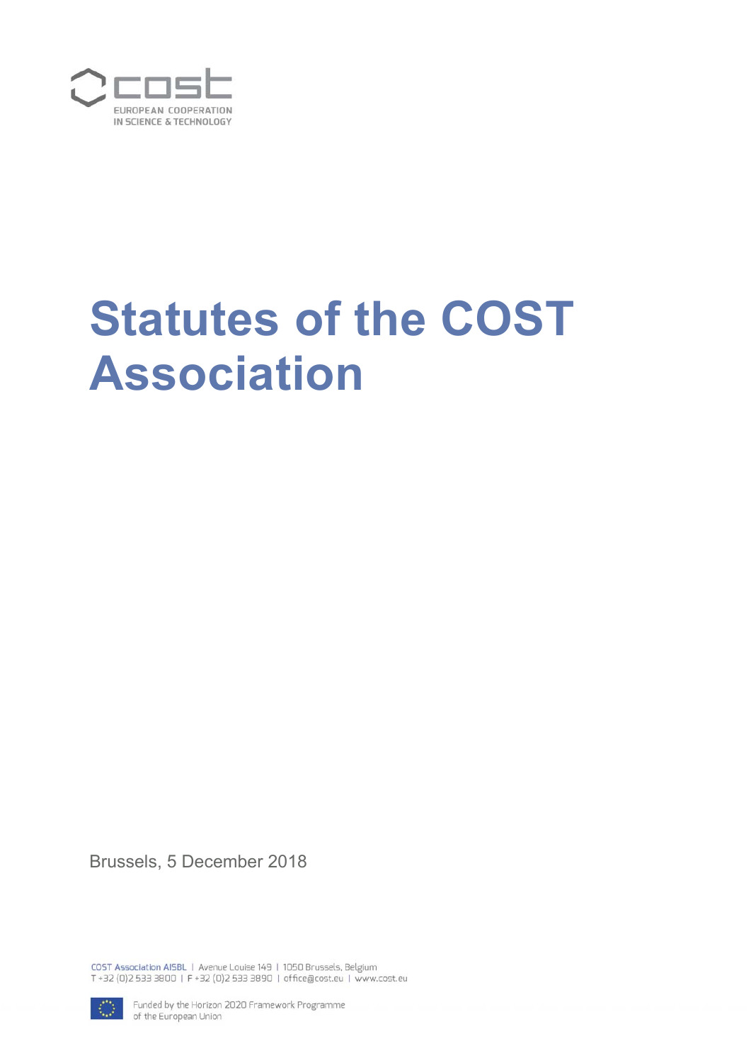# Statutes of the COST Association

Brussels, 5 December 2018

COST Association AISBL | Avenue Louise 149 | 1050 Brussels, Belgium
T +32 (0)2 533 3800 | F +32 (0)2 533 3890 | office@cost.eu | www.cost.eu

Funded by the Horizon 2020 Framework Programme of the European Union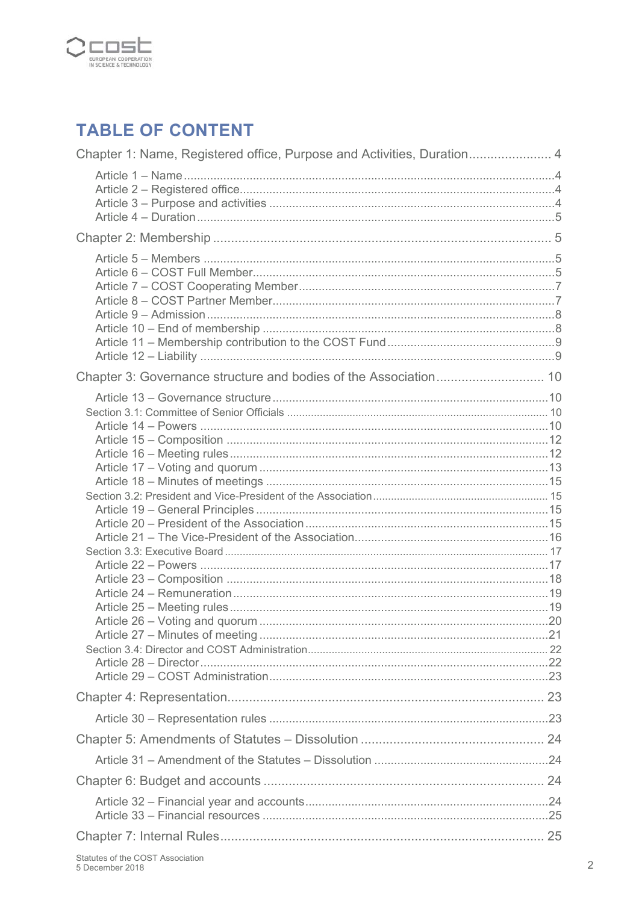# TABLE OF CONTENT

Chapter 1: Name, Registered office, Purpose and Activities, Duration ....................... 4

- Article 1 – Name ....................................................................................................4
- Article 2 – Registered office....................................................................................4
- Article 3 – Purpose and activities ...........................................................................4
- Article 4 – Duration .................................................................................................5

Chapter 2: Membership .............................................................................................. 5

- Article 5 – Members ................................................................................................5
- Article 6 – COST Full Member.................................................................................5
- Article 7 – COST Cooperating Member....................................................................7
- Article 8 – COST Partner Member............................................................................7
- Article 9 – Admission ...............................................................................................8
- Article 10 – End of membership ...............................................................................8
- Article 11 – Membership contribution to the COST Fund..........................................9
- Article 12 – Liability ..................................................................................................9

Chapter 3: Governance structure and bodies of the Association.............................. 10

- Article 13 – Governance structure..........................................................................10
- Section 3.1: Committee of Senior Officials ............................................................ 10
- Article 14 – Powers ................................................................................................10
- Article 15 – Composition ........................................................................................12
- Article 16 – Meeting rules .......................................................................................12
- Article 17 – Voting and quorum ..............................................................................13
- Article 18 – Minutes of meetings ............................................................................15
- Section 3.2: President and Vice-President of the Association ................................ 15
- Article 19 – General Principles ...............................................................................15
- Article 20 – President of the Association ................................................................15
- Article 21 – The Vice-President of the Association..................................................16
- Section 3.3: Executive Board ............................................................................... 17
- Article 22 – Powers ................................................................................................17
- Article 23 – Composition ........................................................................................18
- Article 24 – Remuneration ......................................................................................19
- Article 25 – Meeting rules .......................................................................................19
- Article 26 – Voting and quorum ..............................................................................20
- Article 27 – Minutes of meeting ..............................................................................21
- Section 3.4: Director and COST Administration ..................................................... 22
- Article 28 – Director................................................................................................22
- Article 29 – COST Administration...........................................................................23

Chapter 4: Representation......................................................................................... 23

- Article 30 – Representation rules ...........................................................................23

Chapter 5: Amendments of Statutes – Dissolution .................................................... 24

- Article 31 – Amendment of the Statutes – Dissolution ............................................24

Chapter 6: Budget and accounts ............................................................................... 24

- Article 32 – Financial year and accounts................................................................24
- Article 33 – Financial resources .............................................................................25

Chapter 7: Internal Rules........................................................................................... 25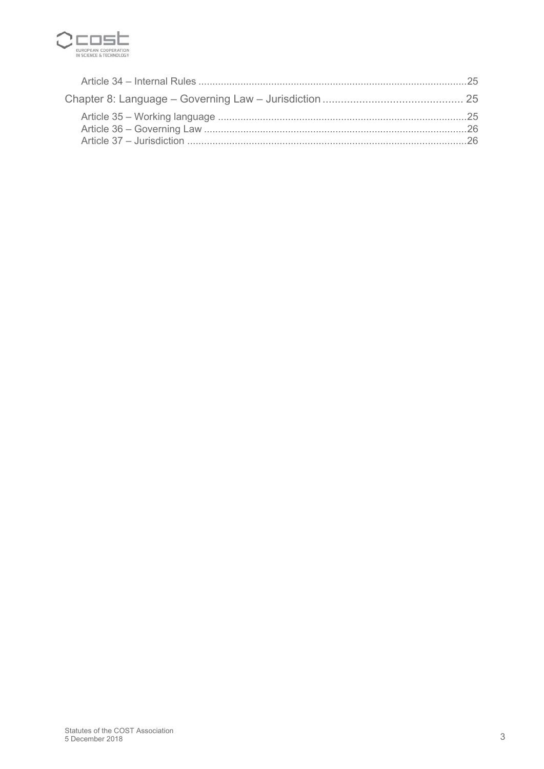Article 34 – Internal Rules ..............................................................................................25

Chapter 8: Language – Governing Law – Jurisdiction ............................................. 25

Article 35 – Working language ........................................................................................25

Article 36 – Governing Law .............................................................................................26

Article 37 – Jurisdiction ...................................................................................................26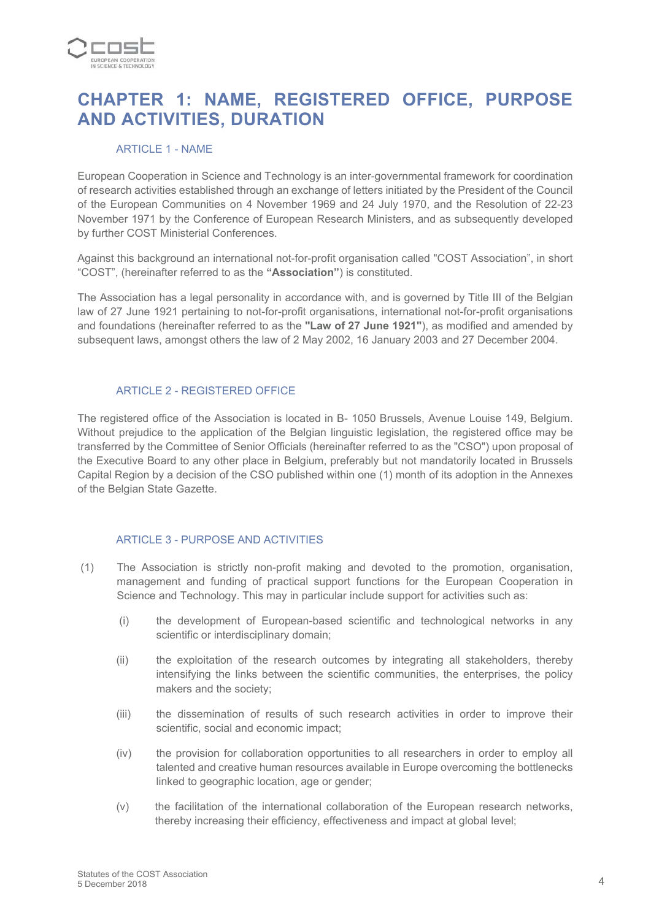# CHAPTER 1: NAME, REGISTERED OFFICE, PURPOSE AND ACTIVITIES, DURATION

## ARTICLE 1 - NAME

European Cooperation in Science and Technology is an inter-governmental framework for coordination of research activities established through an exchange of letters initiated by the President of the Council of the European Communities on 4 November 1969 and 24 July 1970, and the Resolution of 22-23 November 1971 by the Conference of European Research Ministers, and as subsequently developed by further COST Ministerial Conferences.

Against this background an international not-for-profit organisation called "COST Association", in short "COST", (hereinafter referred to as the **"Association"**) is constituted.

The Association has a legal personality in accordance with, and is governed by Title III of the Belgian law of 27 June 1921 pertaining to not-for-profit organisations, international not-for-profit organisations and foundations (hereinafter referred to as the **"Law of 27 June 1921"**), as modified and amended by subsequent laws, amongst others the law of 2 May 2002, 16 January 2003 and 27 December 2004.

## ARTICLE 2 - REGISTERED OFFICE

The registered office of the Association is located in B- 1050 Brussels, Avenue Louise 149, Belgium. Without prejudice to the application of the Belgian linguistic legislation, the registered office may be transferred by the Committee of Senior Officials (hereinafter referred to as the "CSO") upon proposal of the Executive Board to any other place in Belgium, preferably but not mandatorily located in Brussels Capital Region by a decision of the CSO published within one (1) month of its adoption in the Annexes of the Belgian State Gazette.

## ARTICLE 3 - PURPOSE AND ACTIVITIES

(1) The Association is strictly non-profit making and devoted to the promotion, organisation, management and funding of practical support functions for the European Cooperation in Science and Technology. This may in particular include support for activities such as:

- (i) the development of European-based scientific and technological networks in any scientific or interdisciplinary domain;
- (ii) the exploitation of the research outcomes by integrating all stakeholders, thereby intensifying the links between the scientific communities, the enterprises, the policy makers and the society;
- (iii) the dissemination of results of such research activities in order to improve their scientific, social and economic impact;
- (iv) the provision for collaboration opportunities to all researchers in order to employ all talented and creative human resources available in Europe overcoming the bottlenecks linked to geographic location, age or gender;
- (v) the facilitation of the international collaboration of the European research networks, thereby increasing their efficiency, effectiveness and impact at global level;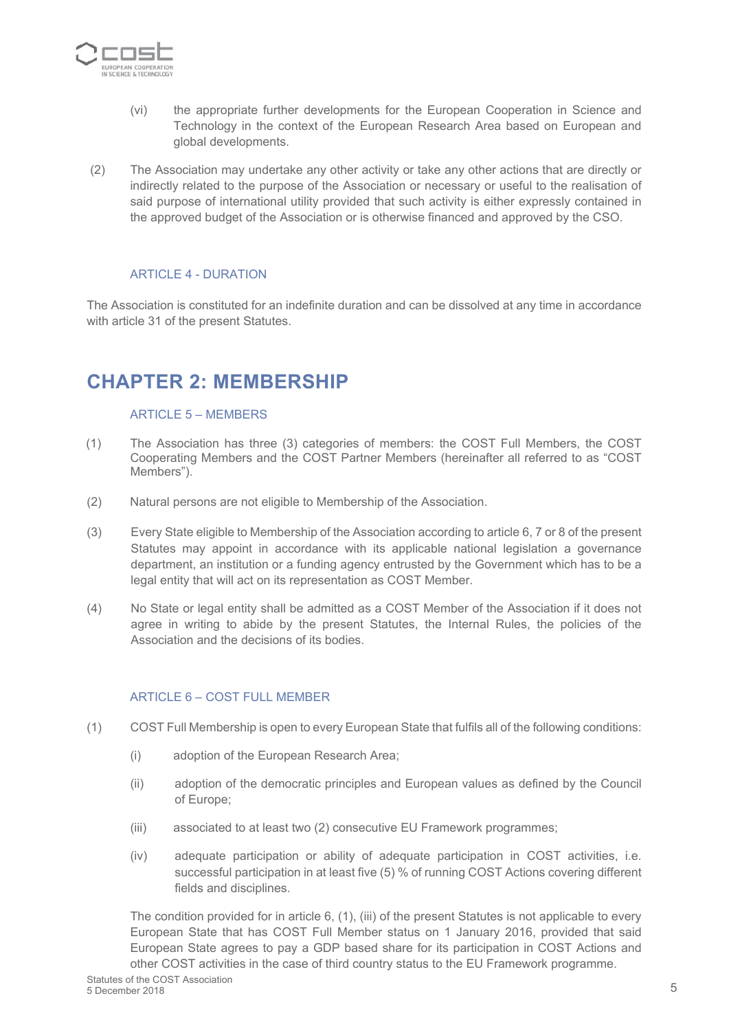(vi) the appropriate further developments for the European Cooperation in Science and Technology in the context of the European Research Area based on European and global developments.

(2) The Association may undertake any other activity or take any other actions that are directly or indirectly related to the purpose of the Association or necessary or useful to the realisation of said purpose of international utility provided that such activity is either expressly contained in the approved budget of the Association or is otherwise financed and approved by the CSO.

### ARTICLE 4 - DURATION

The Association is constituted for an indefinite duration and can be dissolved at any time in accordance with article 31 of the present Statutes.

## CHAPTER 2: MEMBERSHIP

### ARTICLE 5 – MEMBERS

(1) The Association has three (3) categories of members: the COST Full Members, the COST Cooperating Members and the COST Partner Members (hereinafter all referred to as "COST Members").

(2) Natural persons are not eligible to Membership of the Association.

(3) Every State eligible to Membership of the Association according to article 6, 7 or 8 of the present Statutes may appoint in accordance with its applicable national legislation a governance department, an institution or a funding agency entrusted by the Government which has to be a legal entity that will act on its representation as COST Member.

(4) No State or legal entity shall be admitted as a COST Member of the Association if it does not agree in writing to abide by the present Statutes, the Internal Rules, the policies of the Association and the decisions of its bodies.

### ARTICLE 6 – COST FULL MEMBER

(1) COST Full Membership is open to every European State that fulfils all of the following conditions:

(i) adoption of the European Research Area;

(ii) adoption of the democratic principles and European values as defined by the Council of Europe;

(iii) associated to at least two (2) consecutive EU Framework programmes;

(iv) adequate participation or ability of adequate participation in COST activities, i.e. successful participation in at least five (5) % of running COST Actions covering different fields and disciplines.

The condition provided for in article 6, (1), (iii) of the present Statutes is not applicable to every European State that has COST Full Member status on 1 January 2016, provided that said European State agrees to pay a GDP based share for its participation in COST Actions and other COST activities in the case of third country status to the EU Framework programme.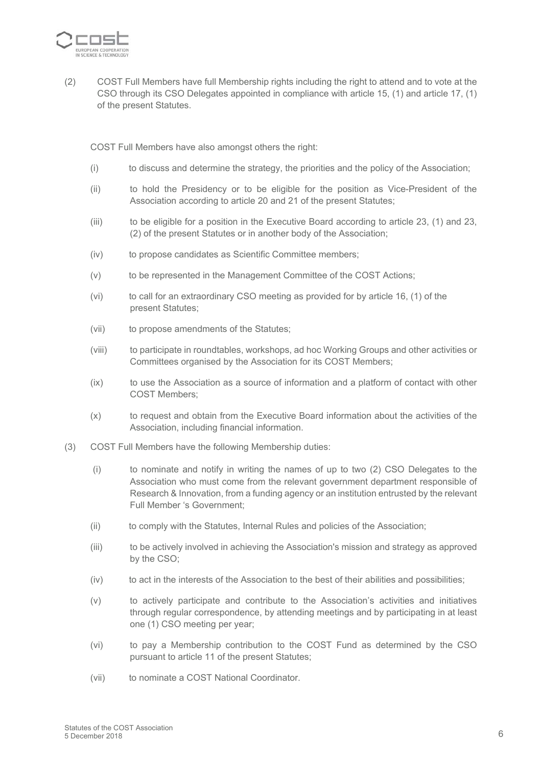(2) COST Full Members have full Membership rights including the right to attend and to vote at the CSO through its CSO Delegates appointed in compliance with article 15, (1) and article 17, (1) of the present Statutes.

COST Full Members have also amongst others the right:

(i) to discuss and determine the strategy, the priorities and the policy of the Association;

(ii) to hold the Presidency or to be eligible for the position as Vice-President of the Association according to article 20 and 21 of the present Statutes;

(iii) to be eligible for a position in the Executive Board according to article 23, (1) and 23, (2) of the present Statutes or in another body of the Association;

(iv) to propose candidates as Scientific Committee members;

(v) to be represented in the Management Committee of the COST Actions;

(vi) to call for an extraordinary CSO meeting as provided for by article 16, (1) of the present Statutes;

(vii) to propose amendments of the Statutes;

(viii) to participate in roundtables, workshops, ad hoc Working Groups and other activities or Committees organised by the Association for its COST Members;

(ix) to use the Association as a source of information and a platform of contact with other COST Members;

(x) to request and obtain from the Executive Board information about the activities of the Association, including financial information.

(3) COST Full Members have the following Membership duties:

(i) to nominate and notify in writing the names of up to two (2) CSO Delegates to the Association who must come from the relevant government department responsible of Research & Innovation, from a funding agency or an institution entrusted by the relevant Full Member 's Government;

(ii) to comply with the Statutes, Internal Rules and policies of the Association;

(iii) to be actively involved in achieving the Association's mission and strategy as approved by the CSO;

(iv) to act in the interests of the Association to the best of their abilities and possibilities;

(v) to actively participate and contribute to the Association's activities and initiatives through regular correspondence, by attending meetings and by participating in at least one (1) CSO meeting per year;

(vi) to pay a Membership contribution to the COST Fund as determined by the CSO pursuant to article 11 of the present Statutes;

(vii) to nominate a COST National Coordinator.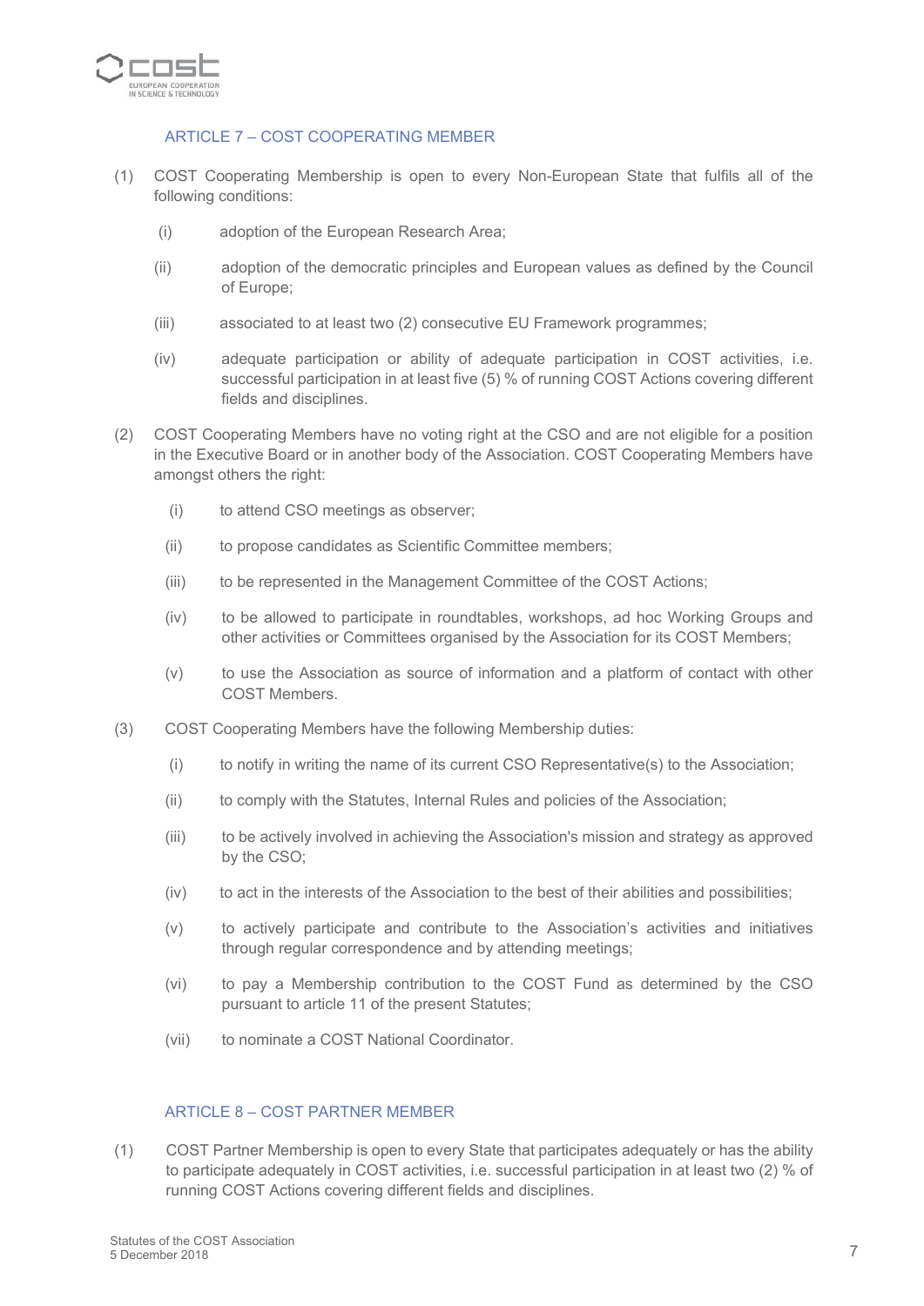## ARTICLE 7 – COST COOPERATING MEMBER

(1) COST Cooperating Membership is open to every Non-European State that fulfils all of the following conditions:

 (i) adoption of the European Research Area;

 (ii) adoption of the democratic principles and European values as defined by the Council of Europe;

 (iii) associated to at least two (2) consecutive EU Framework programmes;

 (iv) adequate participation or ability of adequate participation in COST activities, i.e. successful participation in at least five (5) % of running COST Actions covering different fields and disciplines.

(2) COST Cooperating Members have no voting right at the CSO and are not eligible for a position in the Executive Board or in another body of the Association. COST Cooperating Members have amongst others the right:

 (i) to attend CSO meetings as observer;

 (ii) to propose candidates as Scientific Committee members;

 (iii) to be represented in the Management Committee of the COST Actions;

 (iv) to be allowed to participate in roundtables, workshops, ad hoc Working Groups and other activities or Committees organised by the Association for its COST Members;

 (v) to use the Association as source of information and a platform of contact with other COST Members.

(3) COST Cooperating Members have the following Membership duties:

 (i) to notify in writing the name of its current CSO Representative(s) to the Association;

 (ii) to comply with the Statutes, Internal Rules and policies of the Association;

 (iii) to be actively involved in achieving the Association's mission and strategy as approved by the CSO;

 (iv) to act in the interests of the Association to the best of their abilities and possibilities;

 (v) to actively participate and contribute to the Association's activities and initiatives through regular correspondence and by attending meetings;

 (vi) to pay a Membership contribution to the COST Fund as determined by the CSO pursuant to article 11 of the present Statutes;

 (vii) to nominate a COST National Coordinator.

## ARTICLE 8 – COST PARTNER MEMBER

(1) COST Partner Membership is open to every State that participates adequately or has the ability to participate adequately in COST activities, i.e. successful participation in at least two (2) % of running COST Actions covering different fields and disciplines.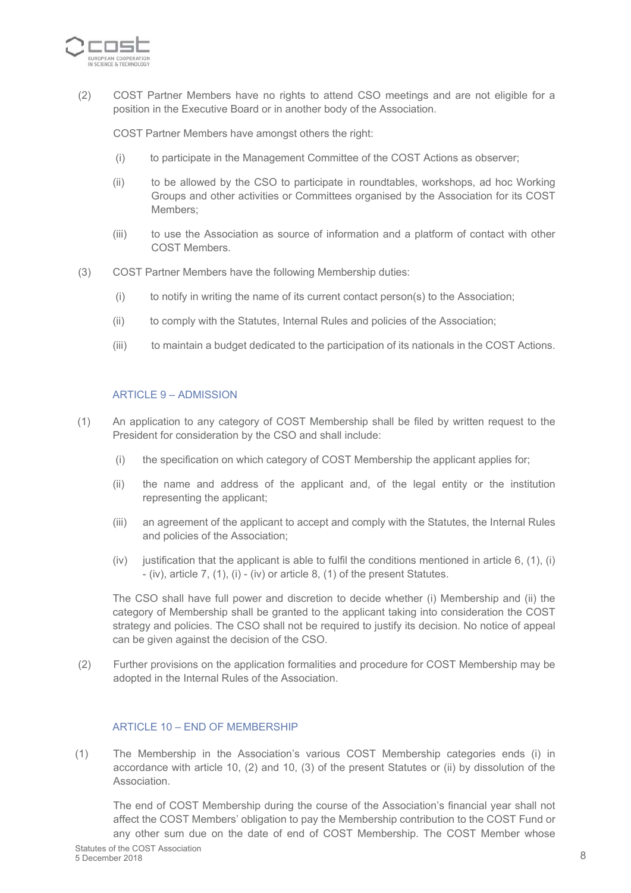(2) COST Partner Members have no rights to attend CSO meetings and are not eligible for a position in the Executive Board or in another body of the Association.

COST Partner Members have amongst others the right:

(i) to participate in the Management Committee of the COST Actions as observer;

(ii) to be allowed by the CSO to participate in roundtables, workshops, ad hoc Working Groups and other activities or Committees organised by the Association for its COST Members;

(iii) to use the Association as source of information and a platform of contact with other COST Members.

(3) COST Partner Members have the following Membership duties:

(i) to notify in writing the name of its current contact person(s) to the Association;

(ii) to comply with the Statutes, Internal Rules and policies of the Association;

(iii) to maintain a budget dedicated to the participation of its nationals in the COST Actions.

## ARTICLE 9 – ADMISSION

(1) An application to any category of COST Membership shall be filed by written request to the President for consideration by the CSO and shall include:

(i) the specification on which category of COST Membership the applicant applies for;

(ii) the name and address of the applicant and, of the legal entity or the institution representing the applicant;

(iii) an agreement of the applicant to accept and comply with the Statutes, the Internal Rules and policies of the Association;

(iv) justification that the applicant is able to fulfil the conditions mentioned in article 6, (1), (i) - (iv), article 7, (1), (i) - (iv) or article 8, (1) of the present Statutes.

The CSO shall have full power and discretion to decide whether (i) Membership and (ii) the category of Membership shall be granted to the applicant taking into consideration the COST strategy and policies. The CSO shall not be required to justify its decision. No notice of appeal can be given against the decision of the CSO.

(2) Further provisions on the application formalities and procedure for COST Membership may be adopted in the Internal Rules of the Association.

## ARTICLE 10 – END OF MEMBERSHIP

(1) The Membership in the Association's various COST Membership categories ends (i) in accordance with article 10, (2) and 10, (3) of the present Statutes or (ii) by dissolution of the Association.

The end of COST Membership during the course of the Association's financial year shall not affect the COST Members' obligation to pay the Membership contribution to the COST Fund or any other sum due on the date of end of COST Membership. The COST Member whose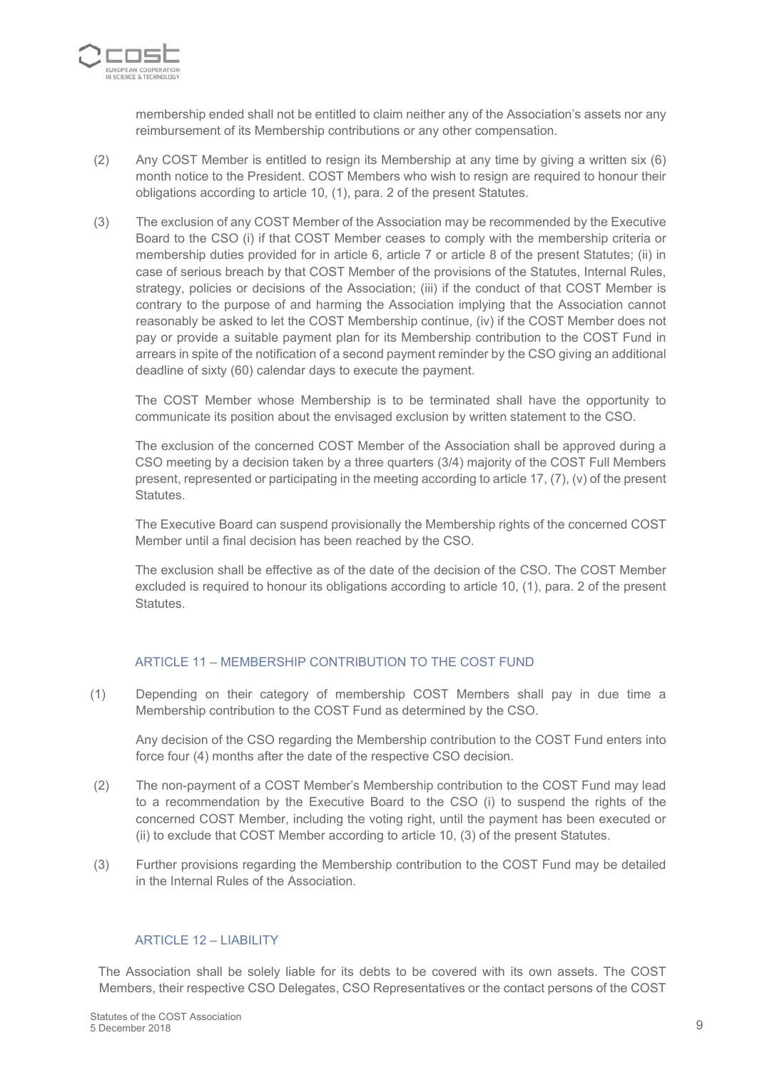membership ended shall not be entitled to claim neither any of the Association's assets nor any reimbursement of its Membership contributions or any other compensation.

(2) Any COST Member is entitled to resign its Membership at any time by giving a written six (6) month notice to the President. COST Members who wish to resign are required to honour their obligations according to article 10, (1), para. 2 of the present Statutes.

(3) The exclusion of any COST Member of the Association may be recommended by the Executive Board to the CSO (i) if that COST Member ceases to comply with the membership criteria or membership duties provided for in article 6, article 7 or article 8 of the present Statutes; (ii) in case of serious breach by that COST Member of the provisions of the Statutes, Internal Rules, strategy, policies or decisions of the Association; (iii) if the conduct of that COST Member is contrary to the purpose of and harming the Association implying that the Association cannot reasonably be asked to let the COST Membership continue, (iv) if the COST Member does not pay or provide a suitable payment plan for its Membership contribution to the COST Fund in arrears in spite of the notification of a second payment reminder by the CSO giving an additional deadline of sixty (60) calendar days to execute the payment.

The COST Member whose Membership is to be terminated shall have the opportunity to communicate its position about the envisaged exclusion by written statement to the CSO.

The exclusion of the concerned COST Member of the Association shall be approved during a CSO meeting by a decision taken by a three quarters (3/4) majority of the COST Full Members present, represented or participating in the meeting according to article 17, (7), (v) of the present Statutes.

The Executive Board can suspend provisionally the Membership rights of the concerned COST Member until a final decision has been reached by the CSO.

The exclusion shall be effective as of the date of the decision of the CSO. The COST Member excluded is required to honour its obligations according to article 10, (1), para. 2 of the present Statutes.

## ARTICLE 11 – MEMBERSHIP CONTRIBUTION TO THE COST FUND

(1) Depending on their category of membership COST Members shall pay in due time a Membership contribution to the COST Fund as determined by the CSO.

Any decision of the CSO regarding the Membership contribution to the COST Fund enters into force four (4) months after the date of the respective CSO decision.

(2) The non-payment of a COST Member's Membership contribution to the COST Fund may lead to a recommendation by the Executive Board to the CSO (i) to suspend the rights of the concerned COST Member, including the voting right, until the payment has been executed or (ii) to exclude that COST Member according to article 10, (3) of the present Statutes.

(3) Further provisions regarding the Membership contribution to the COST Fund may be detailed in the Internal Rules of the Association.

## ARTICLE 12 – LIABILITY

The Association shall be solely liable for its debts to be covered with its own assets. The COST Members, their respective CSO Delegates, CSO Representatives or the contact persons of the COST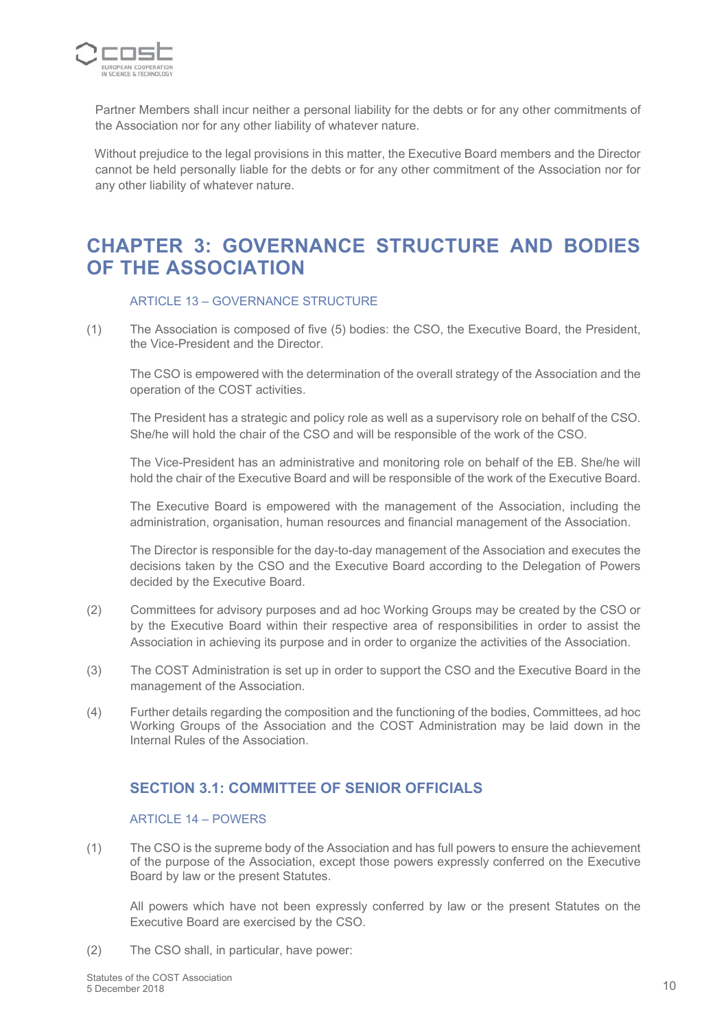Partner Members shall incur neither a personal liability for the debts or for any other commitments of the Association nor for any other liability of whatever nature.

Without prejudice to the legal provisions in this matter, the Executive Board members and the Director cannot be held personally liable for the debts or for any other commitment of the Association nor for any other liability of whatever nature.

# CHAPTER 3: GOVERNANCE STRUCTURE AND BODIES OF THE ASSOCIATION

### ARTICLE 13 – GOVERNANCE STRUCTURE

(1) The Association is composed of five (5) bodies: the CSO, the Executive Board, the President, the Vice-President and the Director.

The CSO is empowered with the determination of the overall strategy of the Association and the operation of the COST activities.

The President has a strategic and policy role as well as a supervisory role on behalf of the CSO. She/he will hold the chair of the CSO and will be responsible of the work of the CSO.

The Vice-President has an administrative and monitoring role on behalf of the EB. She/he will hold the chair of the Executive Board and will be responsible of the work of the Executive Board.

The Executive Board is empowered with the management of the Association, including the administration, organisation, human resources and financial management of the Association.

The Director is responsible for the day-to-day management of the Association and executes the decisions taken by the CSO and the Executive Board according to the Delegation of Powers decided by the Executive Board.

(2) Committees for advisory purposes and ad hoc Working Groups may be created by the CSO or by the Executive Board within their respective area of responsibilities in order to assist the Association in achieving its purpose and in order to organize the activities of the Association.

(3) The COST Administration is set up in order to support the CSO and the Executive Board in the management of the Association.

(4) Further details regarding the composition and the functioning of the bodies, Committees, ad hoc Working Groups of the Association and the COST Administration may be laid down in the Internal Rules of the Association.

## SECTION 3.1: COMMITTEE OF SENIOR OFFICIALS

### ARTICLE 14 – POWERS

(1) The CSO is the supreme body of the Association and has full powers to ensure the achievement of the purpose of the Association, except those powers expressly conferred on the Executive Board by law or the present Statutes.

All powers which have not been expressly conferred by law or the present Statutes on the Executive Board are exercised by the CSO.

(2) The CSO shall, in particular, have power: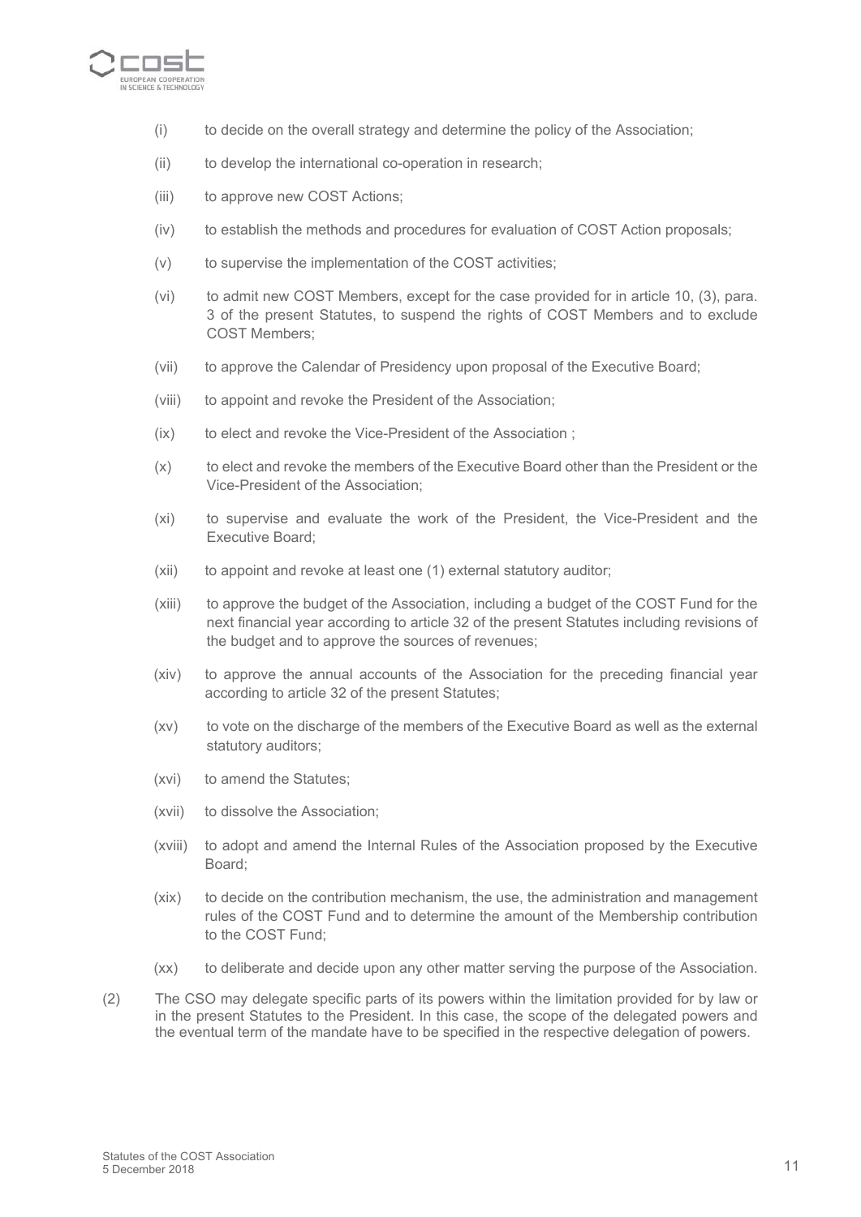(i) to decide on the overall strategy and determine the policy of the Association;

(ii) to develop the international co-operation in research;

(iii) to approve new COST Actions;

(iv) to establish the methods and procedures for evaluation of COST Action proposals;

(v) to supervise the implementation of the COST activities;

(vi) to admit new COST Members, except for the case provided for in article 10, (3), para. 3 of the present Statutes, to suspend the rights of COST Members and to exclude COST Members;

(vii) to approve the Calendar of Presidency upon proposal of the Executive Board;

(viii) to appoint and revoke the President of the Association;

(ix) to elect and revoke the Vice-President of the Association ;

(x) to elect and revoke the members of the Executive Board other than the President or the Vice-President of the Association;

(xi) to supervise and evaluate the work of the President, the Vice-President and the Executive Board;

(xii) to appoint and revoke at least one (1) external statutory auditor;

(xiii) to approve the budget of the Association, including a budget of the COST Fund for the next financial year according to article 32 of the present Statutes including revisions of the budget and to approve the sources of revenues;

(xiv) to approve the annual accounts of the Association for the preceding financial year according to article 32 of the present Statutes;

(xv) to vote on the discharge of the members of the Executive Board as well as the external statutory auditors;

(xvi) to amend the Statutes;

(xvii) to dissolve the Association;

(xviii) to adopt and amend the Internal Rules of the Association proposed by the Executive Board;

(xix) to decide on the contribution mechanism, the use, the administration and management rules of the COST Fund and to determine the amount of the Membership contribution to the COST Fund;

(xx) to deliberate and decide upon any other matter serving the purpose of the Association.

(2) The CSO may delegate specific parts of its powers within the limitation provided for by law or in the present Statutes to the President. In this case, the scope of the delegated powers and the eventual term of the mandate have to be specified in the respective delegation of powers.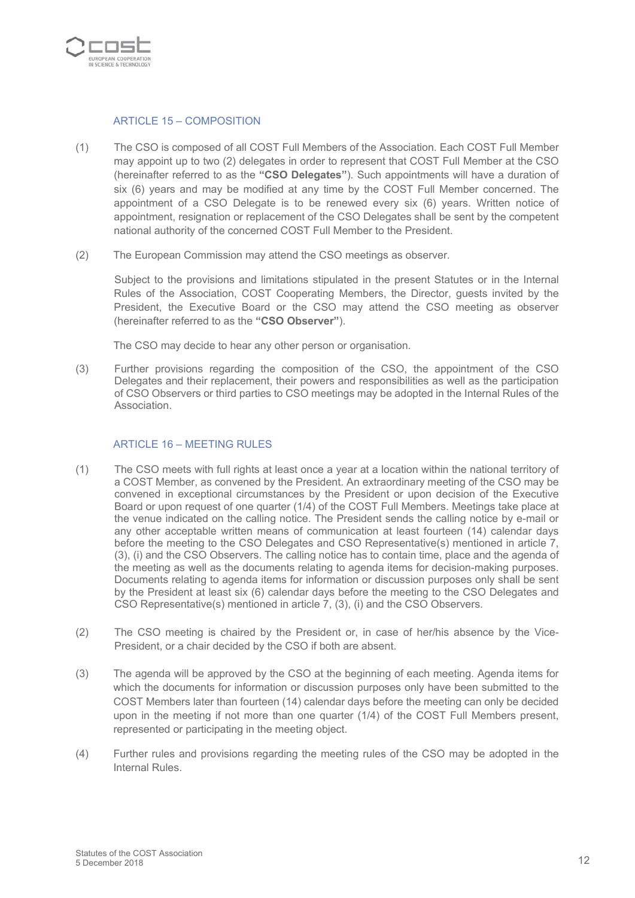### ARTICLE 15 – COMPOSITION

(1) The CSO is composed of all COST Full Members of the Association. Each COST Full Member may appoint up to two (2) delegates in order to represent that COST Full Member at the CSO (hereinafter referred to as the **"CSO Delegates"**). Such appointments will have a duration of six (6) years and may be modified at any time by the COST Full Member concerned. The appointment of a CSO Delegate is to be renewed every six (6) years. Written notice of appointment, resignation or replacement of the CSO Delegates shall be sent by the competent national authority of the concerned COST Full Member to the President.

(2) The European Commission may attend the CSO meetings as observer.

Subject to the provisions and limitations stipulated in the present Statutes or in the Internal Rules of the Association, COST Cooperating Members, the Director, guests invited by the President, the Executive Board or the CSO may attend the CSO meeting as observer (hereinafter referred to as the **"CSO Observer"**).

The CSO may decide to hear any other person or organisation.

(3) Further provisions regarding the composition of the CSO, the appointment of the CSO Delegates and their replacement, their powers and responsibilities as well as the participation of CSO Observers or third parties to CSO meetings may be adopted in the Internal Rules of the Association.

### ARTICLE 16 – MEETING RULES

(1) The CSO meets with full rights at least once a year at a location within the national territory of a COST Member, as convened by the President. An extraordinary meeting of the CSO may be convened in exceptional circumstances by the President or upon decision of the Executive Board or upon request of one quarter (1/4) of the COST Full Members. Meetings take place at the venue indicated on the calling notice. The President sends the calling notice by e-mail or any other acceptable written means of communication at least fourteen (14) calendar days before the meeting to the CSO Delegates and CSO Representative(s) mentioned in article 7, (3), (i) and the CSO Observers. The calling notice has to contain time, place and the agenda of the meeting as well as the documents relating to agenda items for decision-making purposes. Documents relating to agenda items for information or discussion purposes only shall be sent by the President at least six (6) calendar days before the meeting to the CSO Delegates and CSO Representative(s) mentioned in article 7, (3), (i) and the CSO Observers.

(2) The CSO meeting is chaired by the President or, in case of her/his absence by the Vice-President, or a chair decided by the CSO if both are absent.

(3) The agenda will be approved by the CSO at the beginning of each meeting. Agenda items for which the documents for information or discussion purposes only have been submitted to the COST Members later than fourteen (14) calendar days before the meeting can only be decided upon in the meeting if not more than one quarter (1/4) of the COST Full Members present, represented or participating in the meeting object.

(4) Further rules and provisions regarding the meeting rules of the CSO may be adopted in the Internal Rules.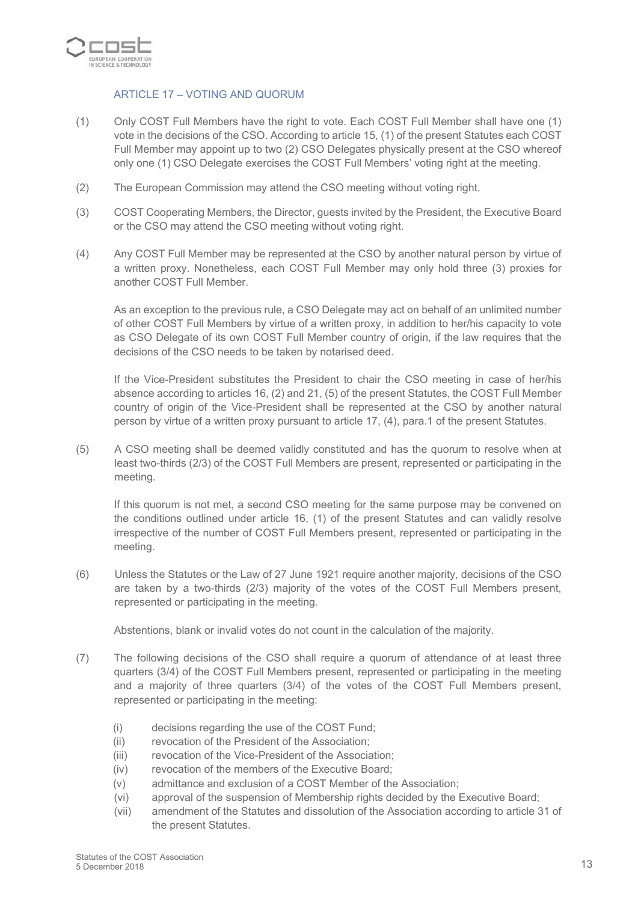### ARTICLE 17 – VOTING AND QUORUM

(1) Only COST Full Members have the right to vote. Each COST Full Member shall have one (1) vote in the decisions of the CSO. According to article 15, (1) of the present Statutes each COST Full Member may appoint up to two (2) CSO Delegates physically present at the CSO whereof only one (1) CSO Delegate exercises the COST Full Members' voting right at the meeting.

(2) The European Commission may attend the CSO meeting without voting right.

(3) COST Cooperating Members, the Director, guests invited by the President, the Executive Board or the CSO may attend the CSO meeting without voting right.

(4) Any COST Full Member may be represented at the CSO by another natural person by virtue of a written proxy. Nonetheless, each COST Full Member may only hold three (3) proxies for another COST Full Member.

As an exception to the previous rule, a CSO Delegate may act on behalf of an unlimited number of other COST Full Members by virtue of a written proxy, in addition to her/his capacity to vote as CSO Delegate of its own COST Full Member country of origin, if the law requires that the decisions of the CSO needs to be taken by notarised deed.

If the Vice-President substitutes the President to chair the CSO meeting in case of her/his absence according to articles 16, (2) and 21, (5) of the present Statutes, the COST Full Member country of origin of the Vice-President shall be represented at the CSO by another natural person by virtue of a written proxy pursuant to article 17, (4), para.1 of the present Statutes.

(5) A CSO meeting shall be deemed validly constituted and has the quorum to resolve when at least two-thirds (2/3) of the COST Full Members are present, represented or participating in the meeting.

If this quorum is not met, a second CSO meeting for the same purpose may be convened on the conditions outlined under article 16, (1) of the present Statutes and can validly resolve irrespective of the number of COST Full Members present, represented or participating in the meeting.

(6) Unless the Statutes or the Law of 27 June 1921 require another majority, decisions of the CSO are taken by a two-thirds (2/3) majority of the votes of the COST Full Members present, represented or participating in the meeting.

Abstentions, blank or invalid votes do not count in the calculation of the majority.

(7) The following decisions of the CSO shall require a quorum of attendance of at least three quarters (3/4) of the COST Full Members present, represented or participating in the meeting and a majority of three quarters (3/4) of the votes of the COST Full Members present, represented or participating in the meeting:

- (i) decisions regarding the use of the COST Fund;
- (ii) revocation of the President of the Association;
- (iii) revocation of the Vice-President of the Association;
- (iv) revocation of the members of the Executive Board;
- (v) admittance and exclusion of a COST Member of the Association;
- (vi) approval of the suspension of Membership rights decided by the Executive Board;
- (vii) amendment of the Statutes and dissolution of the Association according to article 31 of the present Statutes.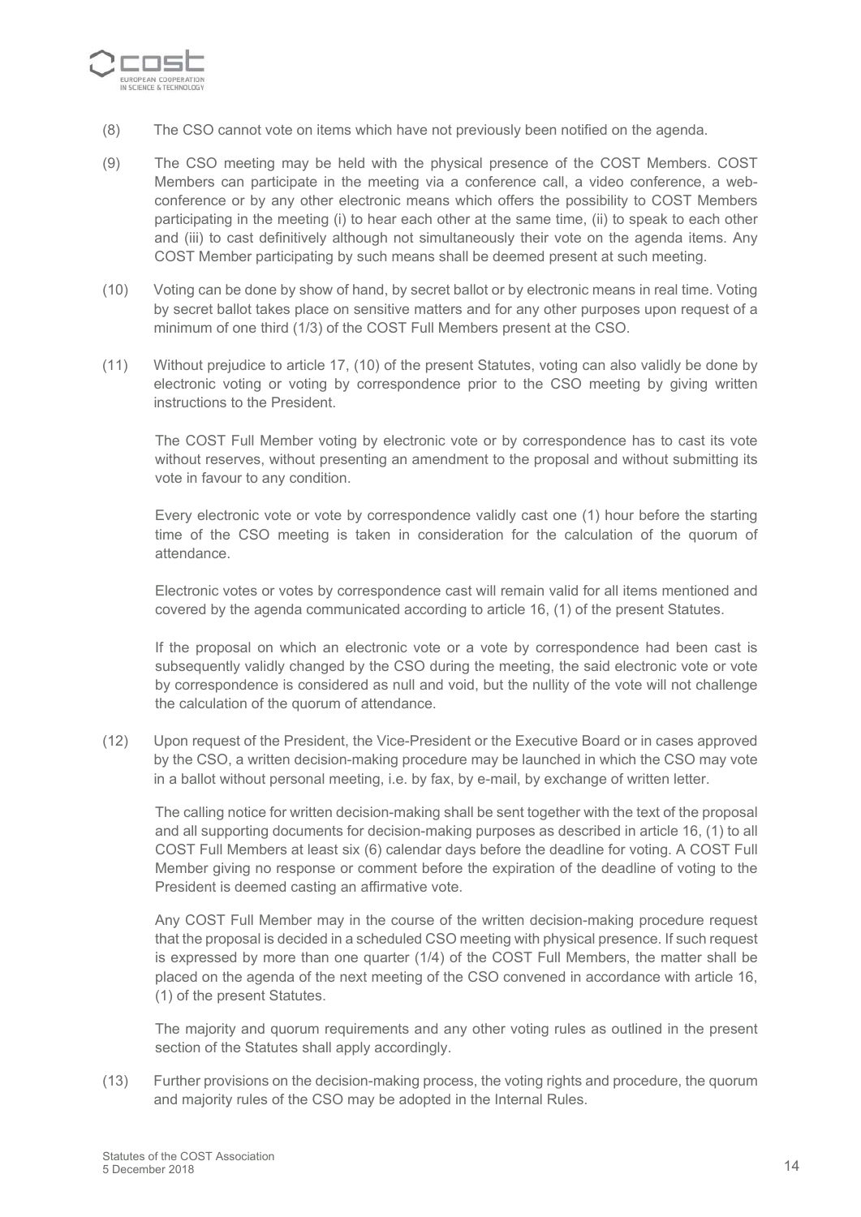(8) The CSO cannot vote on items which have not previously been notified on the agenda.

(9) The CSO meeting may be held with the physical presence of the COST Members. COST Members can participate in the meeting via a conference call, a video conference, a web-conference or by any other electronic means which offers the possibility to COST Members participating in the meeting (i) to hear each other at the same time, (ii) to speak to each other and (iii) to cast definitively although not simultaneously their vote on the agenda items. Any COST Member participating by such means shall be deemed present at such meeting.

(10) Voting can be done by show of hand, by secret ballot or by electronic means in real time. Voting by secret ballot takes place on sensitive matters and for any other purposes upon request of a minimum of one third (1/3) of the COST Full Members present at the CSO.

(11) Without prejudice to article 17, (10) of the present Statutes, voting can also validly be done by electronic voting or voting by correspondence prior to the CSO meeting by giving written instructions to the President.

The COST Full Member voting by electronic vote or by correspondence has to cast its vote without reserves, without presenting an amendment to the proposal and without submitting its vote in favour to any condition.

Every electronic vote or vote by correspondence validly cast one (1) hour before the starting time of the CSO meeting is taken in consideration for the calculation of the quorum of attendance.

Electronic votes or votes by correspondence cast will remain valid for all items mentioned and covered by the agenda communicated according to article 16, (1) of the present Statutes.

If the proposal on which an electronic vote or a vote by correspondence had been cast is subsequently validly changed by the CSO during the meeting, the said electronic vote or vote by correspondence is considered as null and void, but the nullity of the vote will not challenge the calculation of the quorum of attendance.

(12) Upon request of the President, the Vice-President or the Executive Board or in cases approved by the CSO, a written decision-making procedure may be launched in which the CSO may vote in a ballot without personal meeting, i.e. by fax, by e-mail, by exchange of written letter.

The calling notice for written decision-making shall be sent together with the text of the proposal and all supporting documents for decision-making purposes as described in article 16, (1) to all COST Full Members at least six (6) calendar days before the deadline for voting. A COST Full Member giving no response or comment before the expiration of the deadline of voting to the President is deemed casting an affirmative vote.

Any COST Full Member may in the course of the written decision-making procedure request that the proposal is decided in a scheduled CSO meeting with physical presence. If such request is expressed by more than one quarter (1/4) of the COST Full Members, the matter shall be placed on the agenda of the next meeting of the CSO convened in accordance with article 16, (1) of the present Statutes.

The majority and quorum requirements and any other voting rules as outlined in the present section of the Statutes shall apply accordingly.

(13) Further provisions on the decision-making process, the voting rights and procedure, the quorum and majority rules of the CSO may be adopted in the Internal Rules.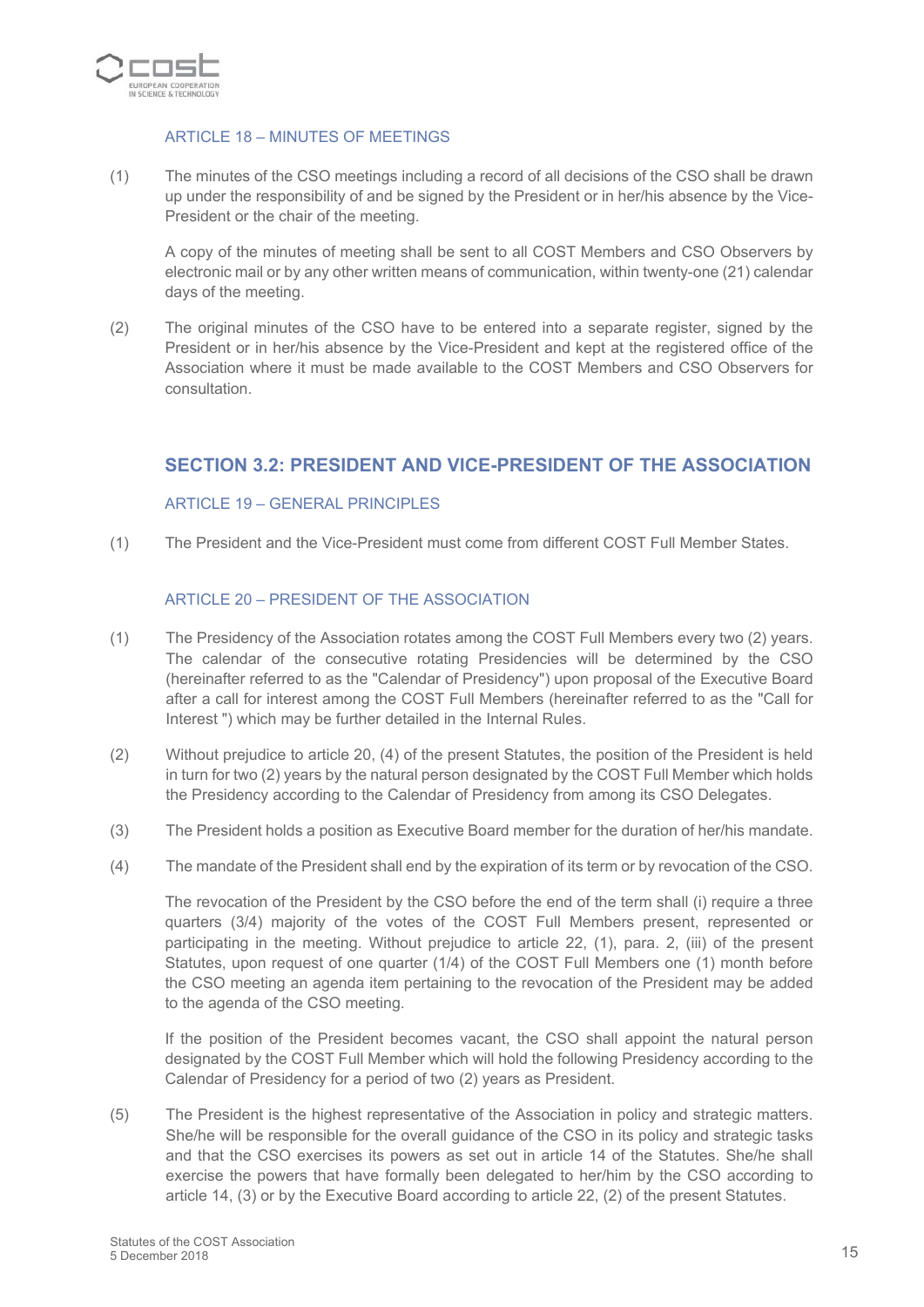### ARTICLE 18 – MINUTES OF MEETINGS

(1) The minutes of the CSO meetings including a record of all decisions of the CSO shall be drawn up under the responsibility of and be signed by the President or in her/his absence by the Vice-President or the chair of the meeting.

A copy of the minutes of meeting shall be sent to all COST Members and CSO Observers by electronic mail or by any other written means of communication, within twenty-one (21) calendar days of the meeting.

(2) The original minutes of the CSO have to be entered into a separate register, signed by the President or in her/his absence by the Vice-President and kept at the registered office of the Association where it must be made available to the COST Members and CSO Observers for consultation.

## SECTION 3.2: PRESIDENT AND VICE-PRESIDENT OF THE ASSOCIATION

### ARTICLE 19 – GENERAL PRINCIPLES

(1) The President and the Vice-President must come from different COST Full Member States.

### ARTICLE 20 – PRESIDENT OF THE ASSOCIATION

(1) The Presidency of the Association rotates among the COST Full Members every two (2) years. The calendar of the consecutive rotating Presidencies will be determined by the CSO (hereinafter referred to as the "Calendar of Presidency") upon proposal of the Executive Board after a call for interest among the COST Full Members (hereinafter referred to as the "Call for Interest ") which may be further detailed in the Internal Rules.

(2) Without prejudice to article 20, (4) of the present Statutes, the position of the President is held in turn for two (2) years by the natural person designated by the COST Full Member which holds the Presidency according to the Calendar of Presidency from among its CSO Delegates.

(3) The President holds a position as Executive Board member for the duration of her/his mandate.

(4) The mandate of the President shall end by the expiration of its term or by revocation of the CSO.

The revocation of the President by the CSO before the end of the term shall (i) require a three quarters (3/4) majority of the votes of the COST Full Members present, represented or participating in the meeting. Without prejudice to article 22, (1), para. 2, (iii) of the present Statutes, upon request of one quarter (1/4) of the COST Full Members one (1) month before the CSO meeting an agenda item pertaining to the revocation of the President may be added to the agenda of the CSO meeting.

If the position of the President becomes vacant, the CSO shall appoint the natural person designated by the COST Full Member which will hold the following Presidency according to the Calendar of Presidency for a period of two (2) years as President.

(5) The President is the highest representative of the Association in policy and strategic matters. She/he will be responsible for the overall guidance of the CSO in its policy and strategic tasks and that the CSO exercises its powers as set out in article 14 of the Statutes. She/he shall exercise the powers that have formally been delegated to her/him by the CSO according to article 14, (3) or by the Executive Board according to article 22, (2) of the present Statutes.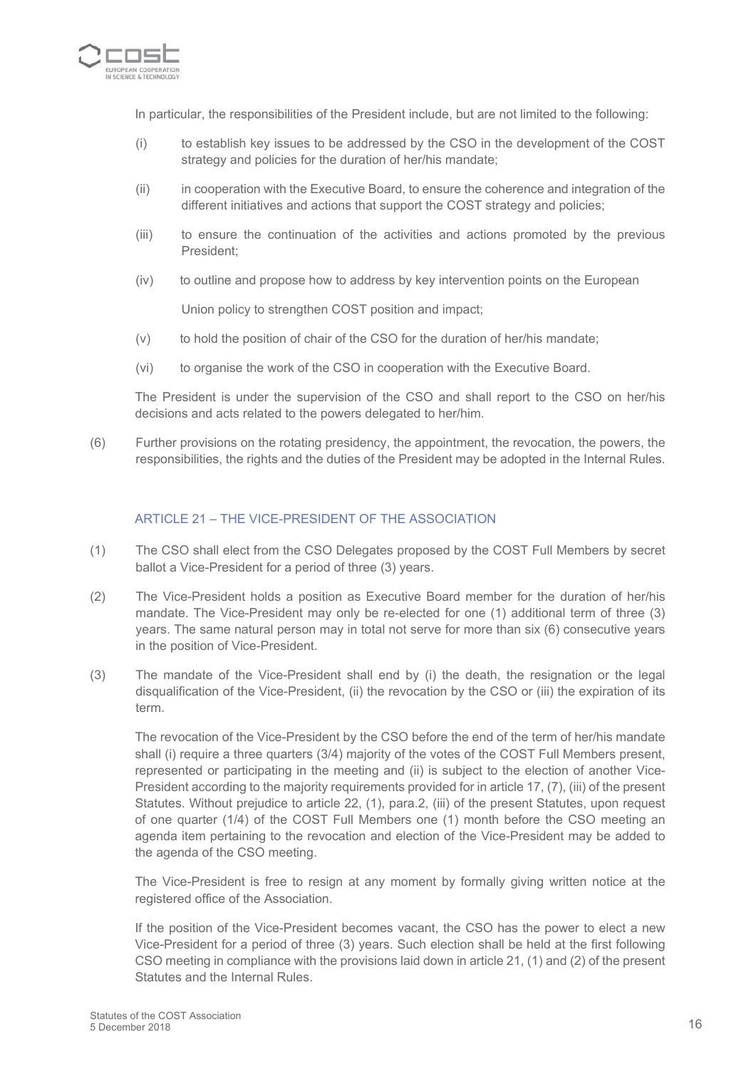In particular, the responsibilities of the President include, but are not limited to the following:

(i) to establish key issues to be addressed by the CSO in the development of the COST strategy and policies for the duration of her/his mandate;

(ii) in cooperation with the Executive Board, to ensure the coherence and integration of the different initiatives and actions that support the COST strategy and policies;

(iii) to ensure the continuation of the activities and actions promoted by the previous President;

(iv) to outline and propose how to address by key intervention points on the European Union policy to strengthen COST position and impact;

(v) to hold the position of chair of the CSO for the duration of her/his mandate;

(vi) to organise the work of the CSO in cooperation with the Executive Board.

The President is under the supervision of the CSO and shall report to the CSO on her/his decisions and acts related to the powers delegated to her/him.

(6) Further provisions on the rotating presidency, the appointment, the revocation, the powers, the responsibilities, the rights and the duties of the President may be adopted in the Internal Rules.

## ARTICLE 21 – THE VICE-PRESIDENT OF THE ASSOCIATION

(1) The CSO shall elect from the CSO Delegates proposed by the COST Full Members by secret ballot a Vice-President for a period of three (3) years.

(2) The Vice-President holds a position as Executive Board member for the duration of her/his mandate. The Vice-President may only be re-elected for one (1) additional term of three (3) years. The same natural person may in total not serve for more than six (6) consecutive years in the position of Vice-President.

(3) The mandate of the Vice-President shall end by (i) the death, the resignation or the legal disqualification of the Vice-President, (ii) the revocation by the CSO or (iii) the expiration of its term.

The revocation of the Vice-President by the CSO before the end of the term of her/his mandate shall (i) require a three quarters (3/4) majority of the votes of the COST Full Members present, represented or participating in the meeting and (ii) is subject to the election of another Vice-President according to the majority requirements provided for in article 17, (7), (iii) of the present Statutes. Without prejudice to article 22, (1), para.2, (iii) of the present Statutes, upon request of one quarter (1/4) of the COST Full Members one (1) month before the CSO meeting an agenda item pertaining to the revocation and election of the Vice-President may be added to the agenda of the CSO meeting.

The Vice-President is free to resign at any moment by formally giving written notice at the registered office of the Association.

If the position of the Vice-President becomes vacant, the CSO has the power to elect a new Vice-President for a period of three (3) years. Such election shall be held at the first following CSO meeting in compliance with the provisions laid down in article 21, (1) and (2) of the present Statutes and the Internal Rules.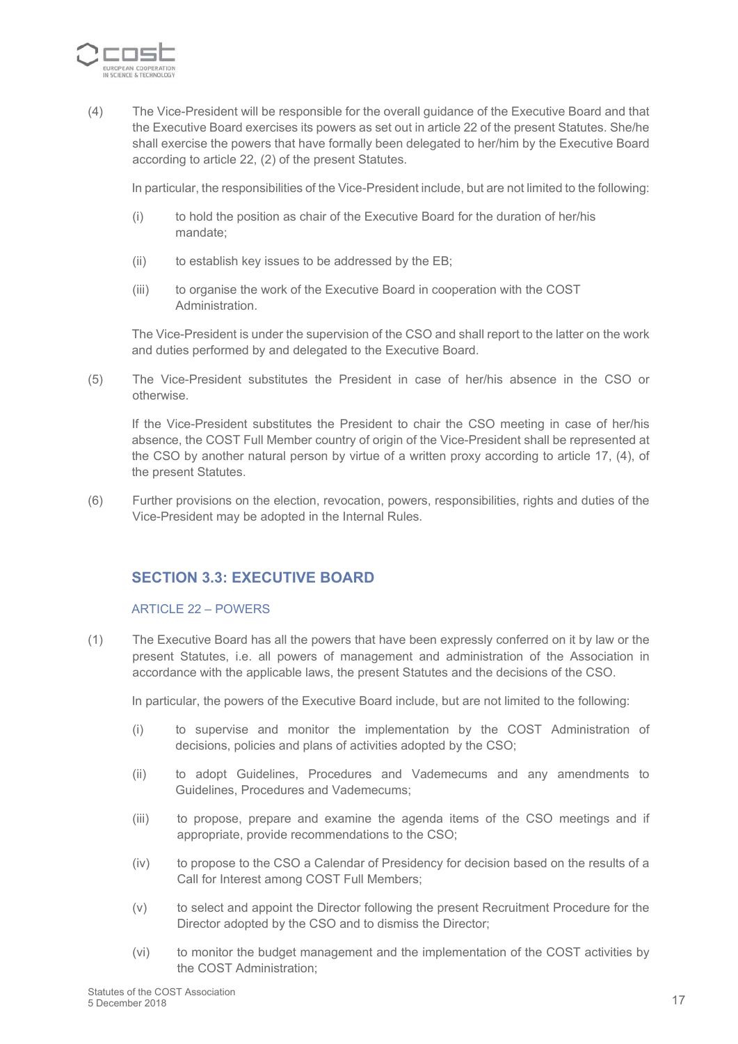(4) The Vice-President will be responsible for the overall guidance of the Executive Board and that the Executive Board exercises its powers as set out in article 22 of the present Statutes. She/he shall exercise the powers that have formally been delegated to her/him by the Executive Board according to article 22, (2) of the present Statutes.

In particular, the responsibilities of the Vice-President include, but are not limited to the following:

(i) to hold the position as chair of the Executive Board for the duration of her/his mandate;

(ii) to establish key issues to be addressed by the EB;

(iii) to organise the work of the Executive Board in cooperation with the COST Administration.

The Vice-President is under the supervision of the CSO and shall report to the latter on the work and duties performed by and delegated to the Executive Board.

(5) The Vice-President substitutes the President in case of her/his absence in the CSO or otherwise.

If the Vice-President substitutes the President to chair the CSO meeting in case of her/his absence, the COST Full Member country of origin of the Vice-President shall be represented at the CSO by another natural person by virtue of a written proxy according to article 17, (4), of the present Statutes.

(6) Further provisions on the election, revocation, powers, responsibilities, rights and duties of the Vice-President may be adopted in the Internal Rules.

## SECTION 3.3: EXECUTIVE BOARD

### ARTICLE 22 – POWERS

(1) The Executive Board has all the powers that have been expressly conferred on it by law or the present Statutes, i.e. all powers of management and administration of the Association in accordance with the applicable laws, the present Statutes and the decisions of the CSO.

In particular, the powers of the Executive Board include, but are not limited to the following:

(i) to supervise and monitor the implementation by the COST Administration of decisions, policies and plans of activities adopted by the CSO;

(ii) to adopt Guidelines, Procedures and Vademecums and any amendments to Guidelines, Procedures and Vademecums;

(iii) to propose, prepare and examine the agenda items of the CSO meetings and if appropriate, provide recommendations to the CSO;

(iv) to propose to the CSO a Calendar of Presidency for decision based on the results of a Call for Interest among COST Full Members;

(v) to select and appoint the Director following the present Recruitment Procedure for the Director adopted by the CSO and to dismiss the Director;

(vi) to monitor the budget management and the implementation of the COST activities by the COST Administration;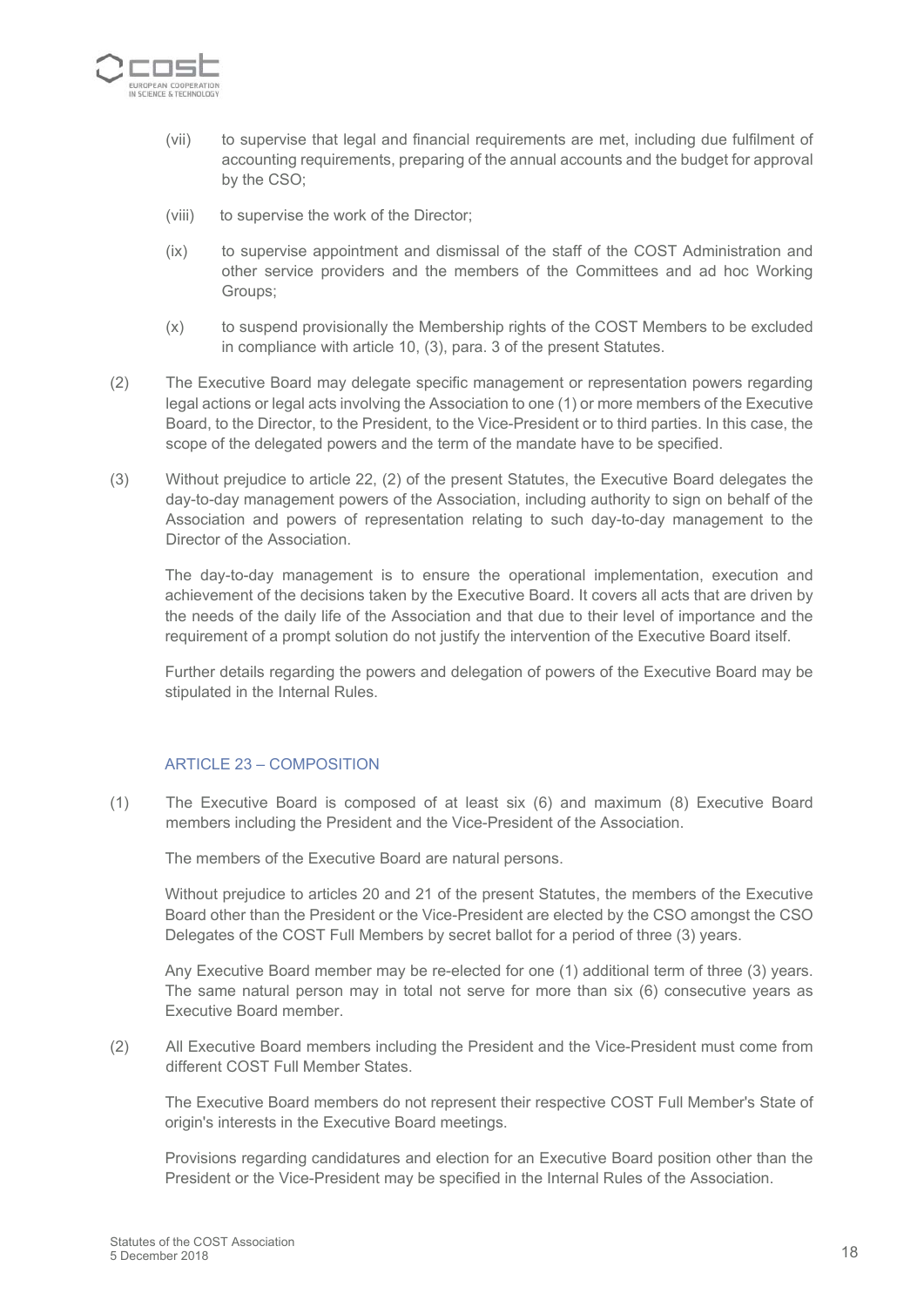(vii) to supervise that legal and financial requirements are met, including due fulfilment of accounting requirements, preparing of the annual accounts and the budget for approval by the CSO;

(viii) to supervise the work of the Director;

(ix) to supervise appointment and dismissal of the staff of the COST Administration and other service providers and the members of the Committees and ad hoc Working Groups;

(x) to suspend provisionally the Membership rights of the COST Members to be excluded in compliance with article 10, (3), para. 3 of the present Statutes.

(2) The Executive Board may delegate specific management or representation powers regarding legal actions or legal acts involving the Association to one (1) or more members of the Executive Board, to the Director, to the President, to the Vice-President or to third parties. In this case, the scope of the delegated powers and the term of the mandate have to be specified.

(3) Without prejudice to article 22, (2) of the present Statutes, the Executive Board delegates the day-to-day management powers of the Association, including authority to sign on behalf of the Association and powers of representation relating to such day-to-day management to the Director of the Association.

The day-to-day management is to ensure the operational implementation, execution and achievement of the decisions taken by the Executive Board. It covers all acts that are driven by the needs of the daily life of the Association and that due to their level of importance and the requirement of a prompt solution do not justify the intervention of the Executive Board itself.

Further details regarding the powers and delegation of powers of the Executive Board may be stipulated in the Internal Rules.

## ARTICLE 23 – COMPOSITION

(1) The Executive Board is composed of at least six (6) and maximum (8) Executive Board members including the President and the Vice-President of the Association.

The members of the Executive Board are natural persons.

Without prejudice to articles 20 and 21 of the present Statutes, the members of the Executive Board other than the President or the Vice-President are elected by the CSO amongst the CSO Delegates of the COST Full Members by secret ballot for a period of three (3) years.

Any Executive Board member may be re-elected for one (1) additional term of three (3) years. The same natural person may in total not serve for more than six (6) consecutive years as Executive Board member.

(2) All Executive Board members including the President and the Vice-President must come from different COST Full Member States.

The Executive Board members do not represent their respective COST Full Member's State of origin's interests in the Executive Board meetings.

Provisions regarding candidatures and election for an Executive Board position other than the President or the Vice-President may be specified in the Internal Rules of the Association.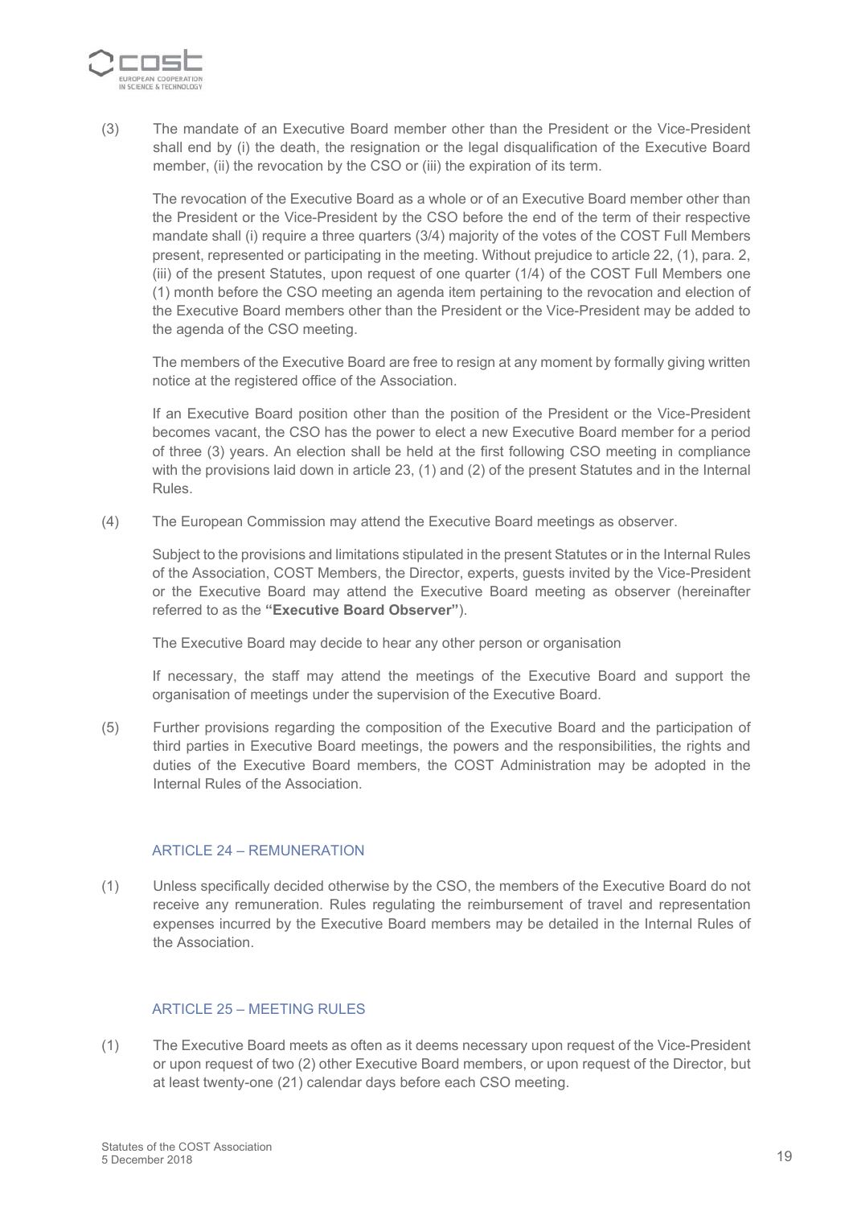(3) The mandate of an Executive Board member other than the President or the Vice-President shall end by (i) the death, the resignation or the legal disqualification of the Executive Board member, (ii) the revocation by the CSO or (iii) the expiration of its term.

The revocation of the Executive Board as a whole or of an Executive Board member other than the President or the Vice-President by the CSO before the end of the term of their respective mandate shall (i) require a three quarters (3/4) majority of the votes of the COST Full Members present, represented or participating in the meeting. Without prejudice to article 22, (1), para. 2, (iii) of the present Statutes, upon request of one quarter (1/4) of the COST Full Members one (1) month before the CSO meeting an agenda item pertaining to the revocation and election of the Executive Board members other than the President or the Vice-President may be added to the agenda of the CSO meeting.

The members of the Executive Board are free to resign at any moment by formally giving written notice at the registered office of the Association.

If an Executive Board position other than the position of the President or the Vice-President becomes vacant, the CSO has the power to elect a new Executive Board member for a period of three (3) years. An election shall be held at the first following CSO meeting in compliance with the provisions laid down in article 23, (1) and (2) of the present Statutes and in the Internal Rules.

(4) The European Commission may attend the Executive Board meetings as observer.

Subject to the provisions and limitations stipulated in the present Statutes or in the Internal Rules of the Association, COST Members, the Director, experts, guests invited by the Vice-President or the Executive Board may attend the Executive Board meeting as observer (hereinafter referred to as the **"Executive Board Observer"**).

The Executive Board may decide to hear any other person or organisation

If necessary, the staff may attend the meetings of the Executive Board and support the organisation of meetings under the supervision of the Executive Board.

(5) Further provisions regarding the composition of the Executive Board and the participation of third parties in Executive Board meetings, the powers and the responsibilities, the rights and duties of the Executive Board members, the COST Administration may be adopted in the Internal Rules of the Association.

## ARTICLE 24 – REMUNERATION

(1) Unless specifically decided otherwise by the CSO, the members of the Executive Board do not receive any remuneration. Rules regulating the reimbursement of travel and representation expenses incurred by the Executive Board members may be detailed in the Internal Rules of the Association.

## ARTICLE 25 – MEETING RULES

(1) The Executive Board meets as often as it deems necessary upon request of the Vice-President or upon request of two (2) other Executive Board members, or upon request of the Director, but at least twenty-one (21) calendar days before each CSO meeting.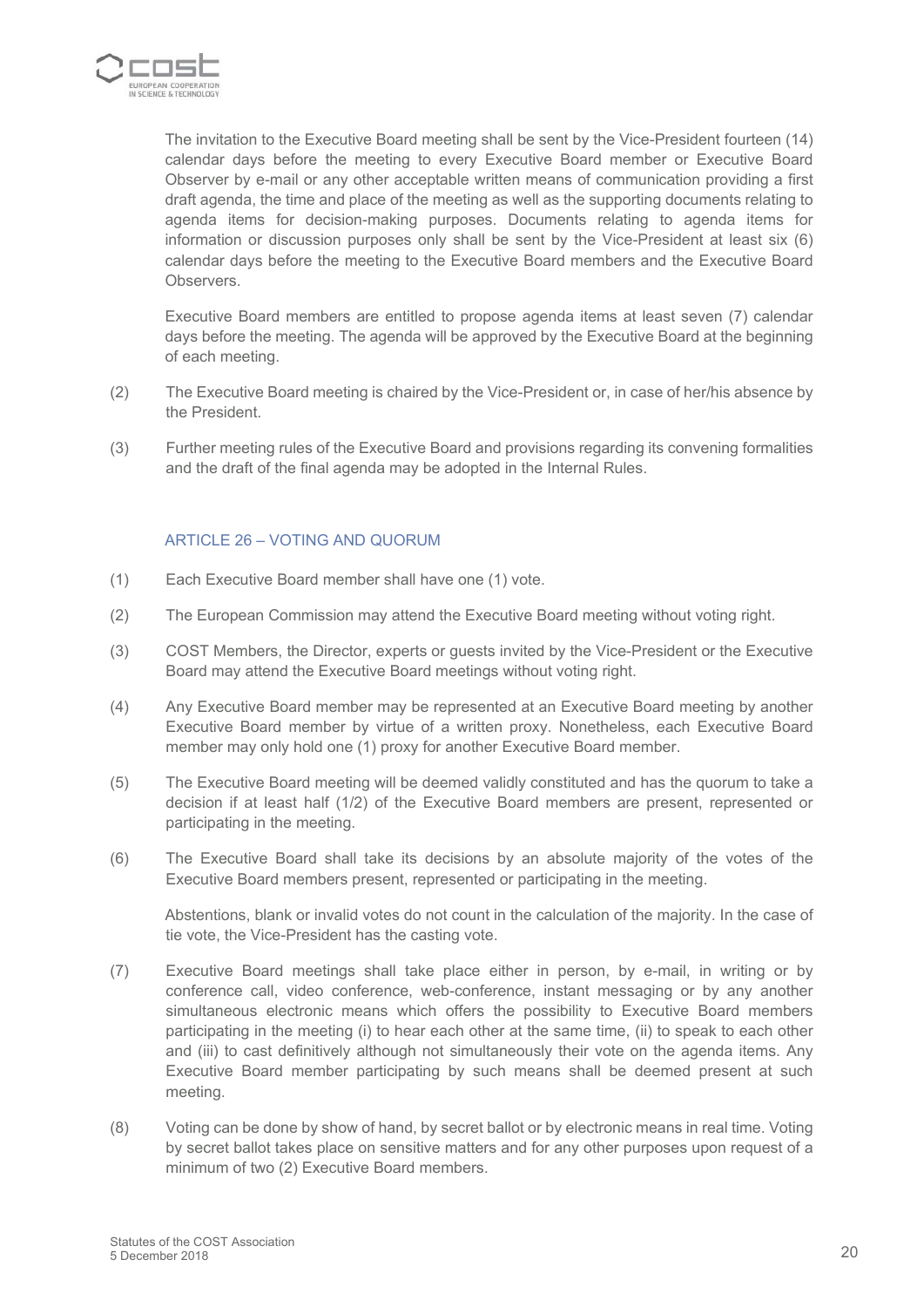The invitation to the Executive Board meeting shall be sent by the Vice-President fourteen (14) calendar days before the meeting to every Executive Board member or Executive Board Observer by e-mail or any other acceptable written means of communication providing a first draft agenda, the time and place of the meeting as well as the supporting documents relating to agenda items for decision-making purposes. Documents relating to agenda items for information or discussion purposes only shall be sent by the Vice-President at least six (6) calendar days before the meeting to the Executive Board members and the Executive Board Observers.

Executive Board members are entitled to propose agenda items at least seven (7) calendar days before the meeting. The agenda will be approved by the Executive Board at the beginning of each meeting.

(2) The Executive Board meeting is chaired by the Vice-President or, in case of her/his absence by the President.

(3) Further meeting rules of the Executive Board and provisions regarding its convening formalities and the draft of the final agenda may be adopted in the Internal Rules.

## ARTICLE 26 – VOTING AND QUORUM

(1) Each Executive Board member shall have one (1) vote.

(2) The European Commission may attend the Executive Board meeting without voting right.

(3) COST Members, the Director, experts or guests invited by the Vice-President or the Executive Board may attend the Executive Board meetings without voting right.

(4) Any Executive Board member may be represented at an Executive Board meeting by another Executive Board member by virtue of a written proxy. Nonetheless, each Executive Board member may only hold one (1) proxy for another Executive Board member.

(5) The Executive Board meeting will be deemed validly constituted and has the quorum to take a decision if at least half (1/2) of the Executive Board members are present, represented or participating in the meeting.

(6) The Executive Board shall take its decisions by an absolute majority of the votes of the Executive Board members present, represented or participating in the meeting.

Abstentions, blank or invalid votes do not count in the calculation of the majority. In the case of tie vote, the Vice-President has the casting vote.

(7) Executive Board meetings shall take place either in person, by e-mail, in writing or by conference call, video conference, web-conference, instant messaging or by any another simultaneous electronic means which offers the possibility to Executive Board members participating in the meeting (i) to hear each other at the same time, (ii) to speak to each other and (iii) to cast definitively although not simultaneously their vote on the agenda items. Any Executive Board member participating by such means shall be deemed present at such meeting.

(8) Voting can be done by show of hand, by secret ballot or by electronic means in real time. Voting by secret ballot takes place on sensitive matters and for any other purposes upon request of a minimum of two (2) Executive Board members.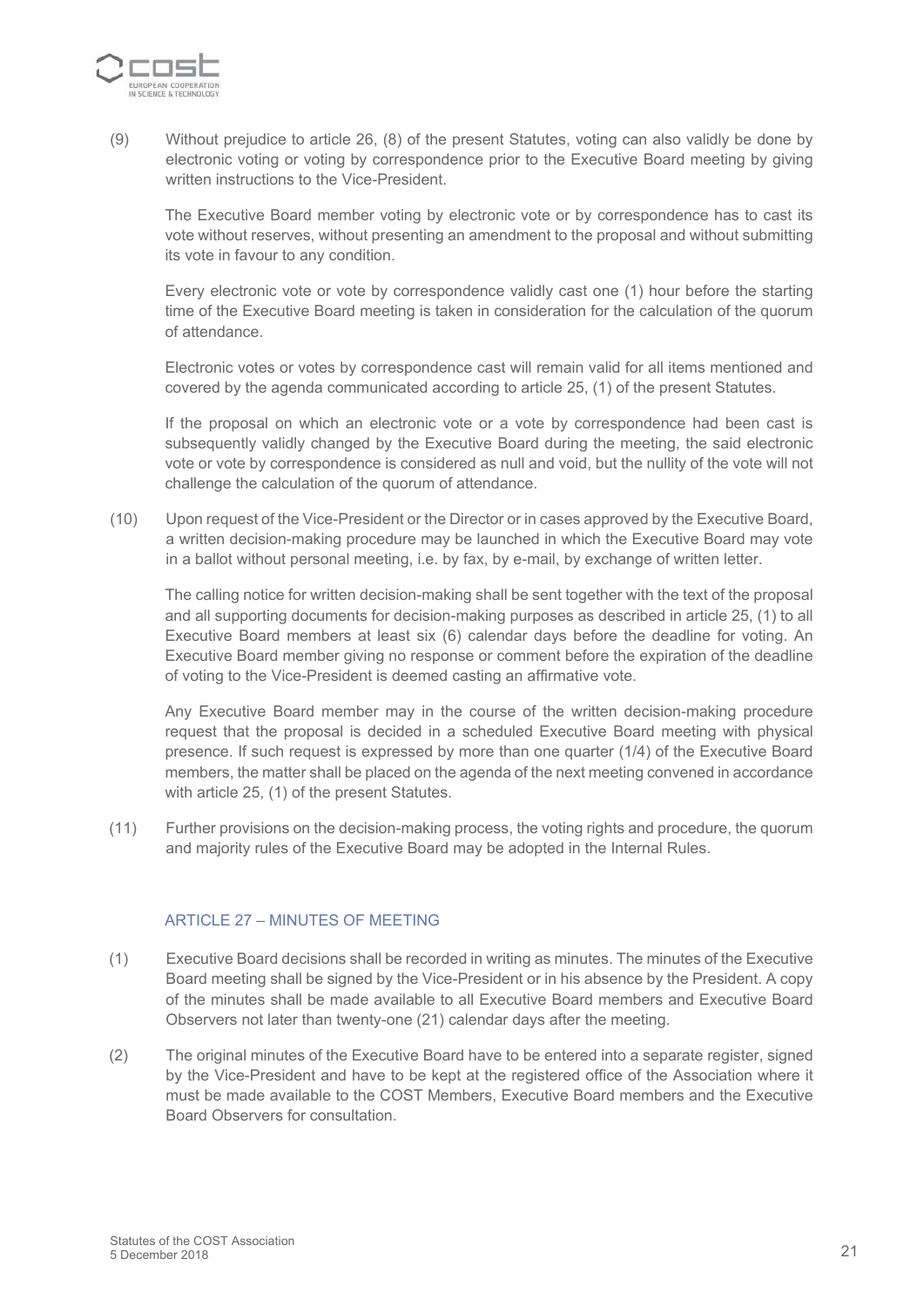(9) Without prejudice to article 26, (8) of the present Statutes, voting can also validly be done by electronic voting or voting by correspondence prior to the Executive Board meeting by giving written instructions to the Vice-President.

The Executive Board member voting by electronic vote or by correspondence has to cast its vote without reserves, without presenting an amendment to the proposal and without submitting its vote in favour to any condition.

Every electronic vote or vote by correspondence validly cast one (1) hour before the starting time of the Executive Board meeting is taken in consideration for the calculation of the quorum of attendance.

Electronic votes or votes by correspondence cast will remain valid for all items mentioned and covered by the agenda communicated according to article 25, (1) of the present Statutes.

If the proposal on which an electronic vote or a vote by correspondence had been cast is subsequently validly changed by the Executive Board during the meeting, the said electronic vote or vote by correspondence is considered as null and void, but the nullity of the vote will not challenge the calculation of the quorum of attendance.

(10) Upon request of the Vice-President or the Director or in cases approved by the Executive Board, a written decision-making procedure may be launched in which the Executive Board may vote in a ballot without personal meeting, i.e. by fax, by e-mail, by exchange of written letter.

The calling notice for written decision-making shall be sent together with the text of the proposal and all supporting documents for decision-making purposes as described in article 25, (1) to all Executive Board members at least six (6) calendar days before the deadline for voting. An Executive Board member giving no response or comment before the expiration of the deadline of voting to the Vice-President is deemed casting an affirmative vote.

Any Executive Board member may in the course of the written decision-making procedure request that the proposal is decided in a scheduled Executive Board meeting with physical presence. If such request is expressed by more than one quarter (1/4) of the Executive Board members, the matter shall be placed on the agenda of the next meeting convened in accordance with article 25, (1) of the present Statutes.

(11) Further provisions on the decision-making process, the voting rights and procedure, the quorum and majority rules of the Executive Board may be adopted in the Internal Rules.

## ARTICLE 27 – MINUTES OF MEETING

(1) Executive Board decisions shall be recorded in writing as minutes. The minutes of the Executive Board meeting shall be signed by the Vice-President or in his absence by the President. A copy of the minutes shall be made available to all Executive Board members and Executive Board Observers not later than twenty-one (21) calendar days after the meeting.

(2) The original minutes of the Executive Board have to be entered into a separate register, signed by the Vice-President and have to be kept at the registered office of the Association where it must be made available to the COST Members, Executive Board members and the Executive Board Observers for consultation.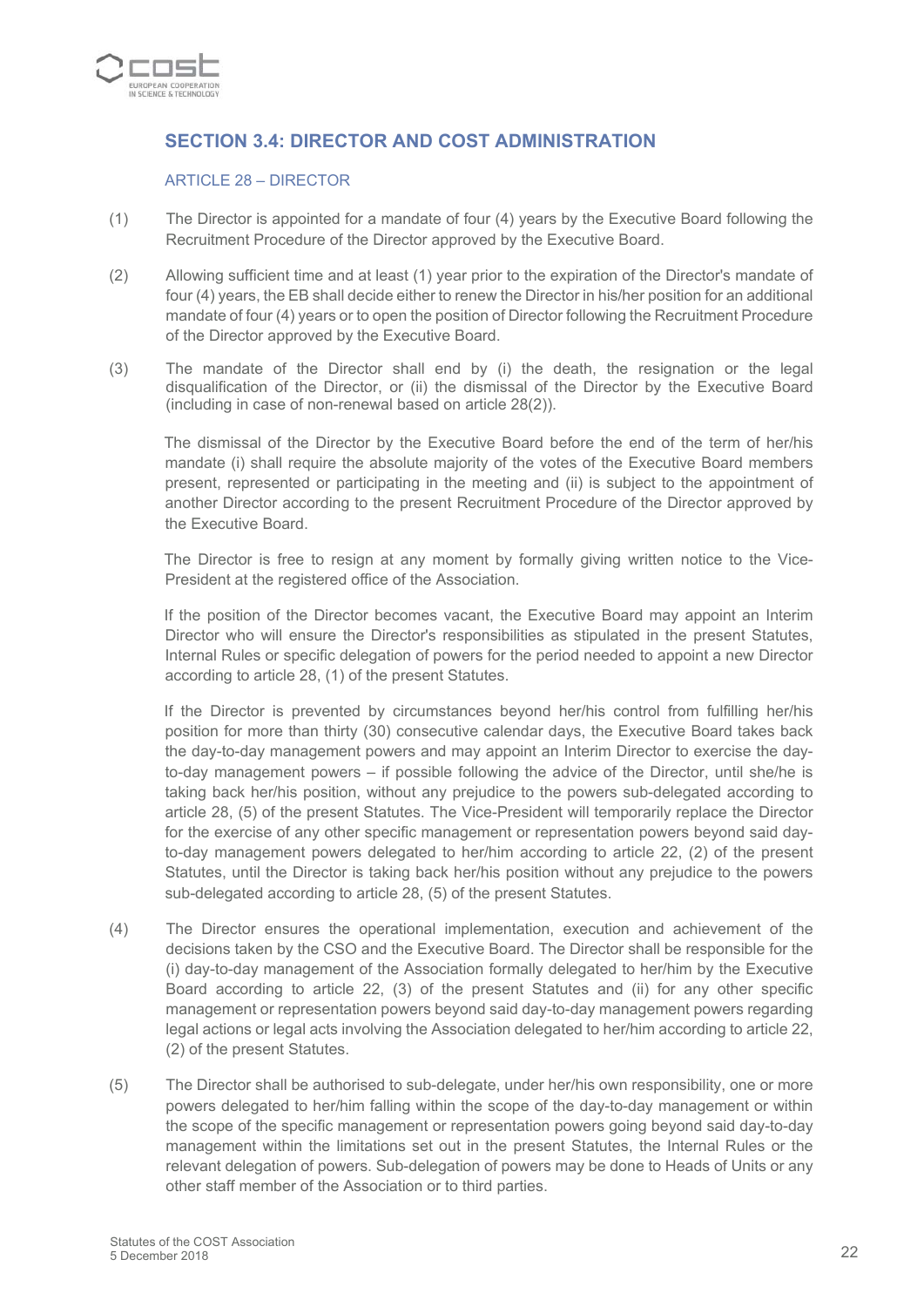## SECTION 3.4: DIRECTOR AND COST ADMINISTRATION

### ARTICLE 28 – DIRECTOR

(1) The Director is appointed for a mandate of four (4) years by the Executive Board following the Recruitment Procedure of the Director approved by the Executive Board.

(2) Allowing sufficient time and at least (1) year prior to the expiration of the Director's mandate of four (4) years, the EB shall decide either to renew the Director in his/her position for an additional mandate of four (4) years or to open the position of Director following the Recruitment Procedure of the Director approved by the Executive Board.

(3) The mandate of the Director shall end by (i) the death, the resignation or the legal disqualification of the Director, or (ii) the dismissal of the Director by the Executive Board (including in case of non-renewal based on article 28(2)).

The dismissal of the Director by the Executive Board before the end of the term of her/his mandate (i) shall require the absolute majority of the votes of the Executive Board members present, represented or participating in the meeting and (ii) is subject to the appointment of another Director according to the present Recruitment Procedure of the Director approved by the Executive Board.

The Director is free to resign at any moment by formally giving written notice to the Vice-President at the registered office of the Association.

If the position of the Director becomes vacant, the Executive Board may appoint an Interim Director who will ensure the Director's responsibilities as stipulated in the present Statutes, Internal Rules or specific delegation of powers for the period needed to appoint a new Director according to article 28, (1) of the present Statutes.

If the Director is prevented by circumstances beyond her/his control from fulfilling her/his position for more than thirty (30) consecutive calendar days, the Executive Board takes back the day-to-day management powers and may appoint an Interim Director to exercise the day-to-day management powers – if possible following the advice of the Director, until she/he is taking back her/his position, without any prejudice to the powers sub-delegated according to article 28, (5) of the present Statutes. The Vice-President will temporarily replace the Director for the exercise of any other specific management or representation powers beyond said day-to-day management powers delegated to her/him according to article 22, (2) of the present Statutes, until the Director is taking back her/his position without any prejudice to the powers sub-delegated according to article 28, (5) of the present Statutes.

(4) The Director ensures the operational implementation, execution and achievement of the decisions taken by the CSO and the Executive Board. The Director shall be responsible for the (i) day-to-day management of the Association formally delegated to her/him by the Executive Board according to article 22, (3) of the present Statutes and (ii) for any other specific management or representation powers beyond said day-to-day management powers regarding legal actions or legal acts involving the Association delegated to her/him according to article 22, (2) of the present Statutes.

(5) The Director shall be authorised to sub-delegate, under her/his own responsibility, one or more powers delegated to her/him falling within the scope of the day-to-day management or within the scope of the specific management or representation powers going beyond said day-to-day management within the limitations set out in the present Statutes, the Internal Rules or the relevant delegation of powers. Sub-delegation of powers may be done to Heads of Units or any other staff member of the Association or to third parties.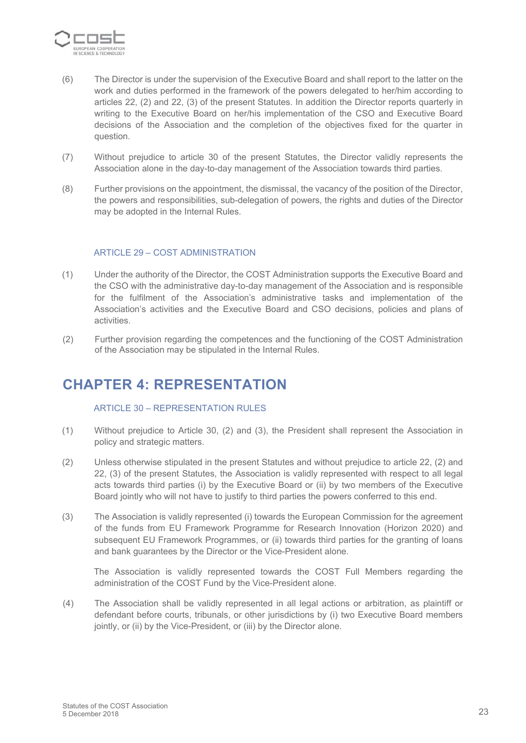(6) The Director is under the supervision of the Executive Board and shall report to the latter on the work and duties performed in the framework of the powers delegated to her/him according to articles 22, (2) and 22, (3) of the present Statutes. In addition the Director reports quarterly in writing to the Executive Board on her/his implementation of the CSO and Executive Board decisions of the Association and the completion of the objectives fixed for the quarter in question.

(7) Without prejudice to article 30 of the present Statutes, the Director validly represents the Association alone in the day-to-day management of the Association towards third parties.

(8) Further provisions on the appointment, the dismissal, the vacancy of the position of the Director, the powers and responsibilities, sub-delegation of powers, the rights and duties of the Director may be adopted in the Internal Rules.

### ARTICLE 29 – COST ADMINISTRATION

(1) Under the authority of the Director, the COST Administration supports the Executive Board and the CSO with the administrative day-to-day management of the Association and is responsible for the fulfilment of the Association's administrative tasks and implementation of the Association's activities and the Executive Board and CSO decisions, policies and plans of activities.

(2) Further provision regarding the competences and the functioning of the COST Administration of the Association may be stipulated in the Internal Rules.

## CHAPTER 4: REPRESENTATION

### ARTICLE 30 – REPRESENTATION RULES

(1) Without prejudice to Article 30, (2) and (3), the President shall represent the Association in policy and strategic matters.

(2) Unless otherwise stipulated in the present Statutes and without prejudice to article 22, (2) and 22, (3) of the present Statutes, the Association is validly represented with respect to all legal acts towards third parties (i) by the Executive Board or (ii) by two members of the Executive Board jointly who will not have to justify to third parties the powers conferred to this end.

(3) The Association is validly represented (i) towards the European Commission for the agreement of the funds from EU Framework Programme for Research Innovation (Horizon 2020) and subsequent EU Framework Programmes, or (ii) towards third parties for the granting of loans and bank guarantees by the Director or the Vice-President alone.

The Association is validly represented towards the COST Full Members regarding the administration of the COST Fund by the Vice-President alone.

(4) The Association shall be validly represented in all legal actions or arbitration, as plaintiff or defendant before courts, tribunals, or other jurisdictions by (i) two Executive Board members jointly, or (ii) by the Vice-President, or (iii) by the Director alone.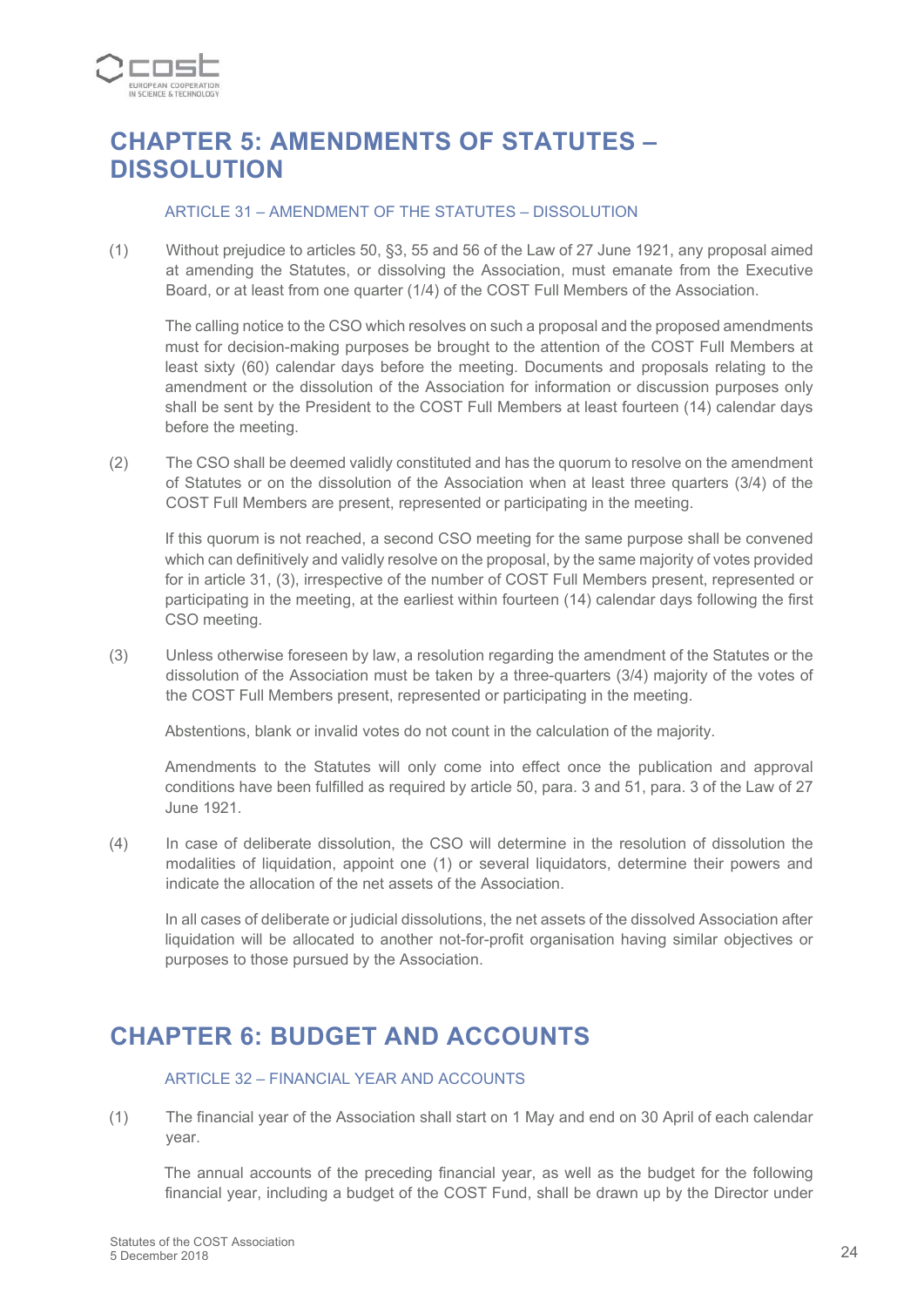# CHAPTER 5: AMENDMENTS OF STATUTES – DISSOLUTION

### ARTICLE 31 – AMENDMENT OF THE STATUTES – DISSOLUTION

(1) Without prejudice to articles 50, §3, 55 and 56 of the Law of 27 June 1921, any proposal aimed at amending the Statutes, or dissolving the Association, must emanate from the Executive Board, or at least from one quarter (1/4) of the COST Full Members of the Association.

The calling notice to the CSO which resolves on such a proposal and the proposed amendments must for decision-making purposes be brought to the attention of the COST Full Members at least sixty (60) calendar days before the meeting. Documents and proposals relating to the amendment or the dissolution of the Association for information or discussion purposes only shall be sent by the President to the COST Full Members at least fourteen (14) calendar days before the meeting.

(2) The CSO shall be deemed validly constituted and has the quorum to resolve on the amendment of Statutes or on the dissolution of the Association when at least three quarters (3/4) of the COST Full Members are present, represented or participating in the meeting.

If this quorum is not reached, a second CSO meeting for the same purpose shall be convened which can definitively and validly resolve on the proposal, by the same majority of votes provided for in article 31, (3), irrespective of the number of COST Full Members present, represented or participating in the meeting, at the earliest within fourteen (14) calendar days following the first CSO meeting.

(3) Unless otherwise foreseen by law, a resolution regarding the amendment of the Statutes or the dissolution of the Association must be taken by a three-quarters (3/4) majority of the votes of the COST Full Members present, represented or participating in the meeting.

Abstentions, blank or invalid votes do not count in the calculation of the majority.

Amendments to the Statutes will only come into effect once the publication and approval conditions have been fulfilled as required by article 50, para. 3 and 51, para. 3 of the Law of 27 June 1921.

(4) In case of deliberate dissolution, the CSO will determine in the resolution of dissolution the modalities of liquidation, appoint one (1) or several liquidators, determine their powers and indicate the allocation of the net assets of the Association.

In all cases of deliberate or judicial dissolutions, the net assets of the dissolved Association after liquidation will be allocated to another not-for-profit organisation having similar objectives or purposes to those pursued by the Association.

# CHAPTER 6: BUDGET AND ACCOUNTS

### ARTICLE 32 – FINANCIAL YEAR AND ACCOUNTS

(1) The financial year of the Association shall start on 1 May and end on 30 April of each calendar year.

The annual accounts of the preceding financial year, as well as the budget for the following financial year, including a budget of the COST Fund, shall be drawn up by the Director under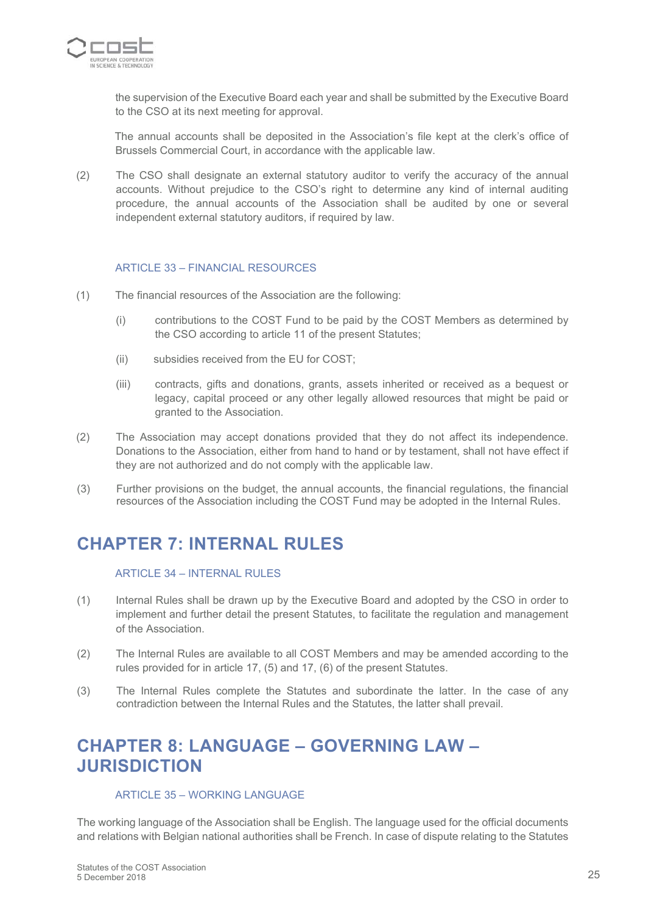the supervision of the Executive Board each year and shall be submitted by the Executive Board to the CSO at its next meeting for approval.

The annual accounts shall be deposited in the Association's file kept at the clerk's office of Brussels Commercial Court, in accordance with the applicable law.

(2) The CSO shall designate an external statutory auditor to verify the accuracy of the annual accounts. Without prejudice to the CSO's right to determine any kind of internal auditing procedure, the annual accounts of the Association shall be audited by one or several independent external statutory auditors, if required by law.

### ARTICLE 33 – FINANCIAL RESOURCES

(1) The financial resources of the Association are the following:

(i) contributions to the COST Fund to be paid by the COST Members as determined by the CSO according to article 11 of the present Statutes;

(ii) subsidies received from the EU for COST;

(iii) contracts, gifts and donations, grants, assets inherited or received as a bequest or legacy, capital proceed or any other legally allowed resources that might be paid or granted to the Association.

(2) The Association may accept donations provided that they do not affect its independence. Donations to the Association, either from hand to hand or by testament, shall not have effect if they are not authorized and do not comply with the applicable law.

(3) Further provisions on the budget, the annual accounts, the financial regulations, the financial resources of the Association including the COST Fund may be adopted in the Internal Rules.

## CHAPTER 7: INTERNAL RULES

### ARTICLE 34 – INTERNAL RULES

(1) Internal Rules shall be drawn up by the Executive Board and adopted by the CSO in order to implement and further detail the present Statutes, to facilitate the regulation and management of the Association.

(2) The Internal Rules are available to all COST Members and may be amended according to the rules provided for in article 17, (5) and 17, (6) of the present Statutes.

(3) The Internal Rules complete the Statutes and subordinate the latter. In the case of any contradiction between the Internal Rules and the Statutes, the latter shall prevail.

## CHAPTER 8: LANGUAGE – GOVERNING LAW – JURISDICTION

### ARTICLE 35 – WORKING LANGUAGE

The working language of the Association shall be English. The language used for the official documents and relations with Belgian national authorities shall be French. In case of dispute relating to the Statutes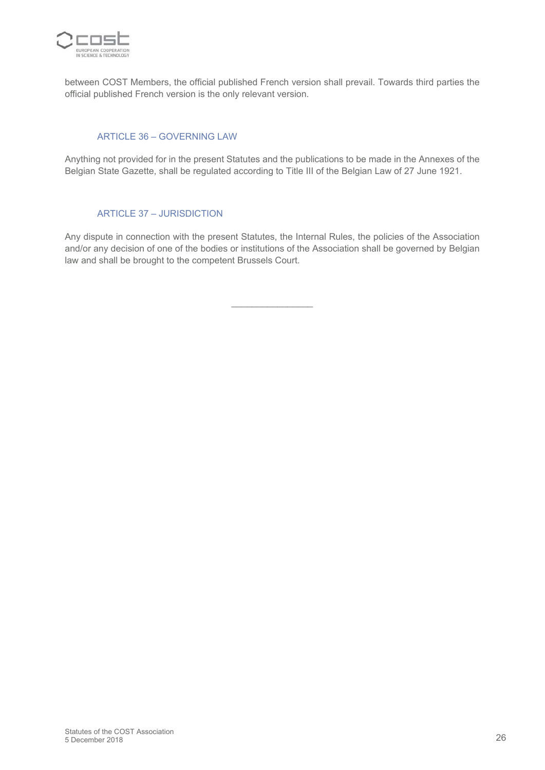between COST Members, the official published French version shall prevail. Towards third parties the official published French version is the only relevant version.

## ARTICLE 36 – GOVERNING LAW

Anything not provided for in the present Statutes and the publications to be made in the Annexes of the Belgian State Gazette, shall be regulated according to Title III of the Belgian Law of 27 June 1921.

## ARTICLE 37 – JURISDICTION

Any dispute in connection with the present Statutes, the Internal Rules, the policies of the Association and/or any decision of one of the bodies or institutions of the Association shall be governed by Belgian law and shall be brought to the competent Brussels Court.

________________